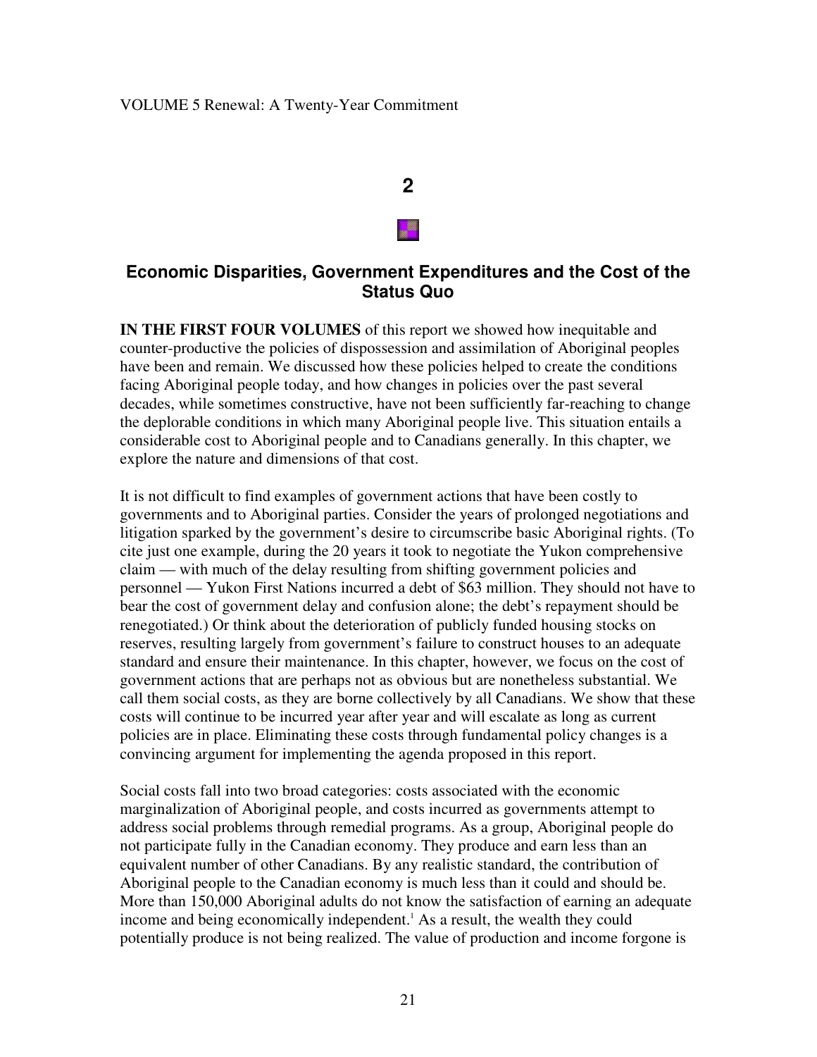VOLUME 5 Renewal: A Twenty-Year Commitment

# 2

## Economic Disparities, Government Expenditures and the Cost of the Status Quo

**IN THE FIRST FOUR VOLUMES** of this report we showed how inequitable and counter-productive the policies of dispossession and assimilation of Aboriginal peoples have been and remain. We discussed how these policies helped to create the conditions facing Aboriginal people today, and how changes in policies over the past several decades, while sometimes constructive, have not been sufficiently far-reaching to change the deplorable conditions in which many Aboriginal people live. This situation entails a considerable cost to Aboriginal people and to Canadians generally. In this chapter, we explore the nature and dimensions of that cost.

It is not difficult to find examples of government actions that have been costly to governments and to Aboriginal parties. Consider the years of prolonged negotiations and litigation sparked by the government's desire to circumscribe basic Aboriginal rights. (To cite just one example, during the 20 years it took to negotiate the Yukon comprehensive claim — with much of the delay resulting from shifting government policies and personnel — Yukon First Nations incurred a debt of $63 million. They should not have to bear the cost of government delay and confusion alone; the debt's repayment should be renegotiated.) Or think about the deterioration of publicly funded housing stocks on reserves, resulting largely from government's failure to construct houses to an adequate standard and ensure their maintenance. In this chapter, however, we focus on the cost of government actions that are perhaps not as obvious but are nonetheless substantial. We call them social costs, as they are borne collectively by all Canadians. We show that these costs will continue to be incurred year after year and will escalate as long as current policies are in place. Eliminating these costs through fundamental policy changes is a convincing argument for implementing the agenda proposed in this report.

Social costs fall into two broad categories: costs associated with the economic marginalization of Aboriginal people, and costs incurred as governments attempt to address social problems through remedial programs. As a group, Aboriginal people do not participate fully in the Canadian economy. They produce and earn less than an equivalent number of other Canadians. By any realistic standard, the contribution of Aboriginal people to the Canadian economy is much less than it could and should be. More than 150,000 Aboriginal adults do not know the satisfaction of earning an adequate income and being economically independent.[1] As a result, the wealth they could potentially produce is not being realized. The value of production and income forgone is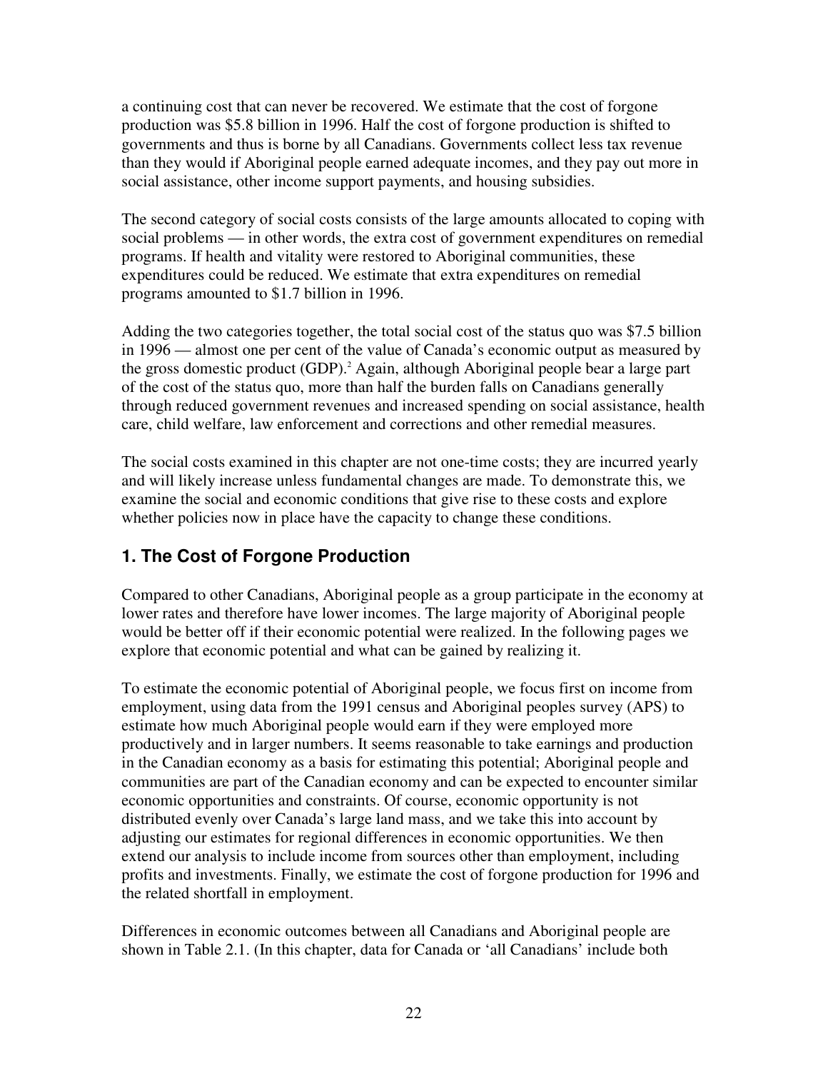a continuing cost that can never be recovered. We estimate that the cost of forgone production was $5.8 billion in 1996. Half the cost of forgone production is shifted to governments and thus is borne by all Canadians. Governments collect less tax revenue than they would if Aboriginal people earned adequate incomes, and they pay out more in social assistance, other income support payments, and housing subsidies.

The second category of social costs consists of the large amounts allocated to coping with social problems — in other words, the extra cost of government expenditures on remedial programs. If health and vitality were restored to Aboriginal communities, these expenditures could be reduced. We estimate that extra expenditures on remedial programs amounted to $1.7 billion in 1996.

Adding the two categories together, the total social cost of the status quo was $7.5 billion in 1996 — almost one per cent of the value of Canada's economic output as measured by the gross domestic product (GDP).[2] Again, although Aboriginal people bear a large part of the cost of the status quo, more than half the burden falls on Canadians generally through reduced government revenues and increased spending on social assistance, health care, child welfare, law enforcement and corrections and other remedial measures.

The social costs examined in this chapter are not one-time costs; they are incurred yearly and will likely increase unless fundamental changes are made. To demonstrate this, we examine the social and economic conditions that give rise to these costs and explore whether policies now in place have the capacity to change these conditions.

## 1. The Cost of Forgone Production

Compared to other Canadians, Aboriginal people as a group participate in the economy at lower rates and therefore have lower incomes. The large majority of Aboriginal people would be better off if their economic potential were realized. In the following pages we explore that economic potential and what can be gained by realizing it.

To estimate the economic potential of Aboriginal people, we focus first on income from employment, using data from the 1991 census and Aboriginal peoples survey (APS) to estimate how much Aboriginal people would earn if they were employed more productively and in larger numbers. It seems reasonable to take earnings and production in the Canadian economy as a basis for estimating this potential; Aboriginal people and communities are part of the Canadian economy and can be expected to encounter similar economic opportunities and constraints. Of course, economic opportunity is not distributed evenly over Canada's large land mass, and we take this into account by adjusting our estimates for regional differences in economic opportunities. We then extend our analysis to include income from sources other than employment, including profits and investments. Finally, we estimate the cost of forgone production for 1996 and the related shortfall in employment.

Differences in economic outcomes between all Canadians and Aboriginal people are shown in Table 2.1. (In this chapter, data for Canada or 'all Canadians' include both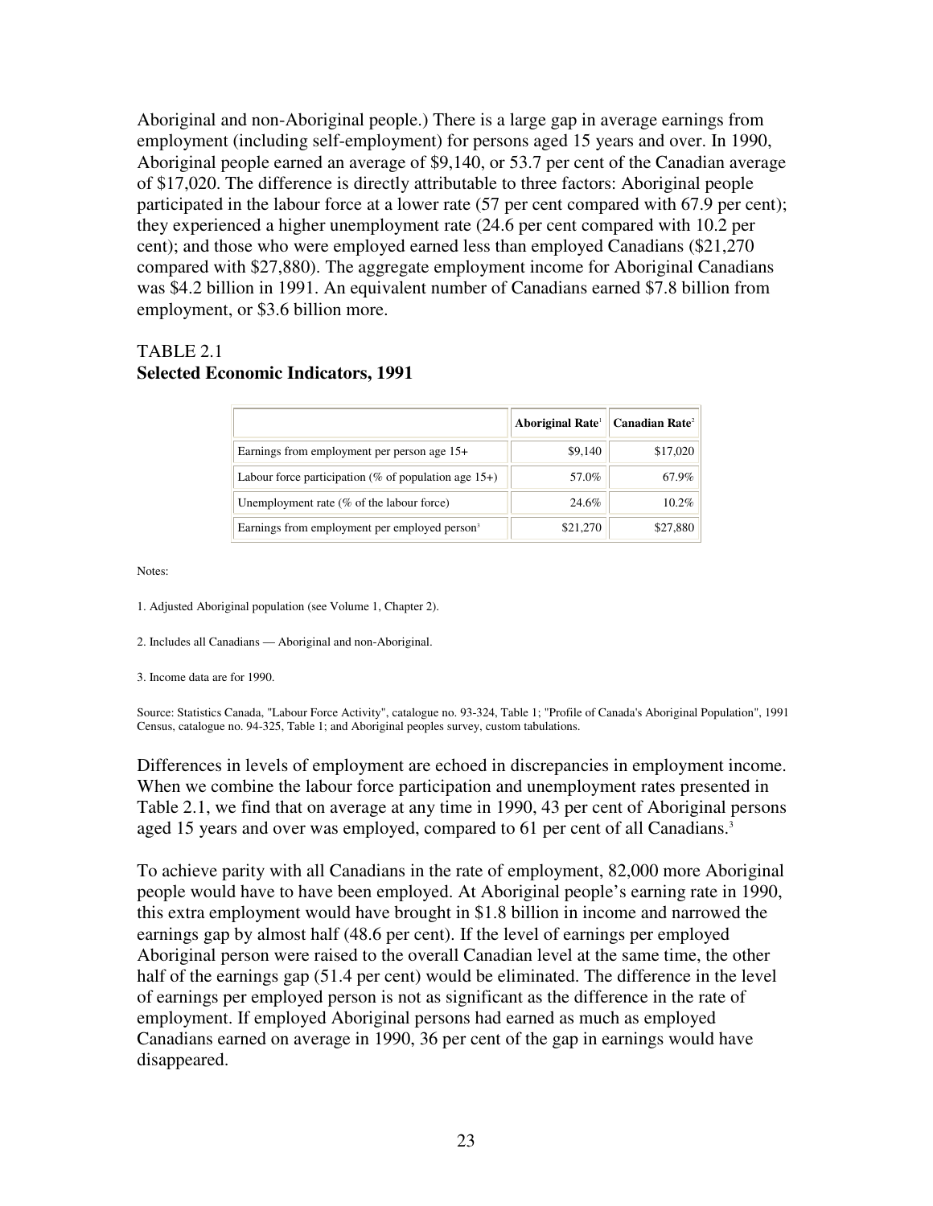Aboriginal and non-Aboriginal people.) There is a large gap in average earnings from employment (including self-employment) for persons aged 15 years and over. In 1990, Aboriginal people earned an average of $9,140, or 53.7 per cent of the Canadian average of $17,020. The difference is directly attributable to three factors: Aboriginal people participated in the labour force at a lower rate (57 per cent compared with 67.9 per cent); they experienced a higher unemployment rate (24.6 per cent compared with 10.2 per cent); and those who were employed earned less than employed Canadians ($21,270 compared with $27,880). The aggregate employment income for Aboriginal Canadians was $4.2 billion in 1991. An equivalent number of Canadians earned $7.8 billion from employment, or $3.6 billion more.

TABLE 2.1
**Selected Economic Indicators, 1991**

| | Aboriginal Rate[1] | Canadian Rate[2] |
|---|---|---|
| Earnings from employment per person age 15+ | $9,140 | $17,020 |
| Labour force participation (% of population age 15+) | 57.0% | 67.9% |
| Unemployment rate (% of the labour force) | 24.6% | 10.2% |
| Earnings from employment per employed person[3] | $21,270 | $27,880 |

Notes:

1. Adjusted Aboriginal population (see Volume 1, Chapter 2).

2. Includes all Canadians — Aboriginal and non-Aboriginal.

3. Income data are for 1990.

Source: Statistics Canada, "Labour Force Activity", catalogue no. 93-324, Table 1; "Profile of Canada's Aboriginal Population", 1991 Census, catalogue no. 94-325, Table 1; and Aboriginal peoples survey, custom tabulations.

Differences in levels of employment are echoed in discrepancies in employment income. When we combine the labour force participation and unemployment rates presented in Table 2.1, we find that on average at any time in 1990, 43 per cent of Aboriginal persons aged 15 years and over was employed, compared to 61 per cent of all Canadians.[3]

To achieve parity with all Canadians in the rate of employment, 82,000 more Aboriginal people would have to have been employed. At Aboriginal people's earning rate in 1990, this extra employment would have brought in $1.8 billion in income and narrowed the earnings gap by almost half (48.6 per cent). If the level of earnings per employed Aboriginal person were raised to the overall Canadian level at the same time, the other half of the earnings gap (51.4 per cent) would be eliminated. The difference in the level of earnings per employed person is not as significant as the difference in the rate of employment. If employed Aboriginal persons had earned as much as employed Canadians earned on average in 1990, 36 per cent of the gap in earnings would have disappeared.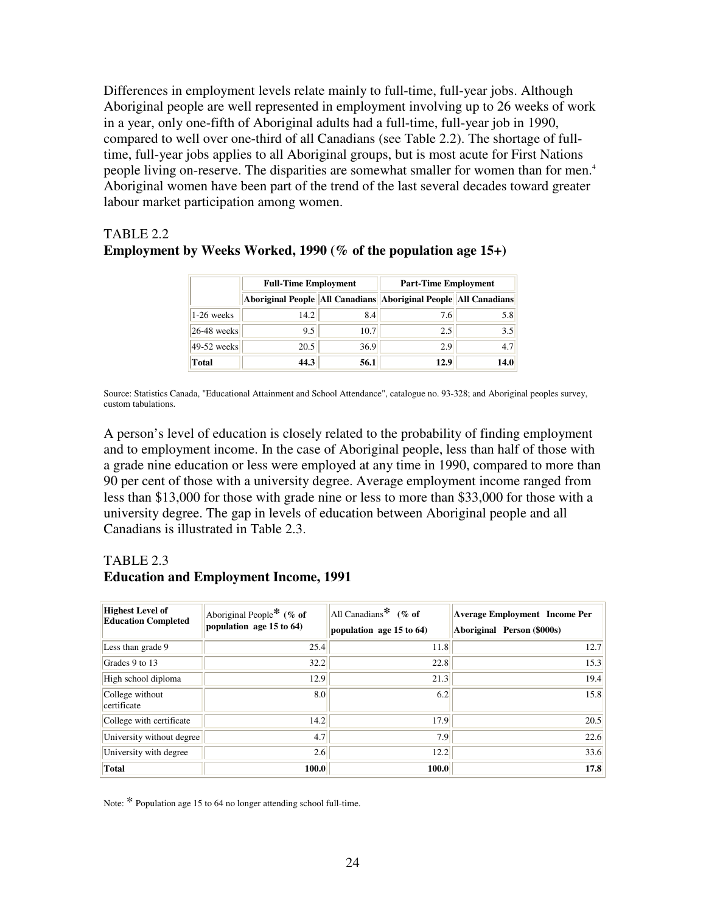Differences in employment levels relate mainly to full-time, full-year jobs. Although Aboriginal people are well represented in employment involving up to 26 weeks of work in a year, only one-fifth of Aboriginal adults had a full-time, full-year job in 1990, compared to well over one-third of all Canadians (see Table 2.2). The shortage of full-time, full-year jobs applies to all Aboriginal groups, but is most acute for First Nations people living on-reserve. The disparities are somewhat smaller for women than for men.[4] Aboriginal women have been part of the trend of the last several decades toward greater labour market participation among women.

TABLE 2.2
**Employment by Weeks Worked, 1990 (% of the population age 15+)**

| | Full-Time Employment | | Part-Time Employment | |
|---|---|---|---|---|
| | Aboriginal People | All Canadians | Aboriginal People | All Canadians |
| 1-26 weeks | 14.2 | 8.4 | 7.6 | 5.8 |
| 26-48 weeks | 9.5 | 10.7 | 2.5 | 3.5 |
| 49-52 weeks | 20.5 | 36.9 | 2.9 | 4.7 |
| **Total** | **44.3** | **56.1** | **12.9** | **14.0** |

Source: Statistics Canada, "Educational Attainment and School Attendance", catalogue no. 93-328; and Aboriginal peoples survey, custom tabulations.

A person's level of education is closely related to the probability of finding employment and to employment income. In the case of Aboriginal people, less than half of those with a grade nine education or less were employed at any time in 1990, compared to more than 90 per cent of those with a university degree. Average employment income ranged from less than $13,000 for those with grade nine or less to more than $33,000 for those with a university degree. The gap in levels of education between Aboriginal people and all Canadians is illustrated in Table 2.3.

TABLE 2.3
**Education and Employment Income, 1991**

| Highest Level of Education Completed | Aboriginal People* (% of population age 15 to 64) | All Canadians* (% of population age 15 to 64) | Average Employment Income Per Aboriginal Person ($000s) |
|---|---|---|---|
| Less than grade 9 | 25.4 | 11.8 | 12.7 |
| Grades 9 to 13 | 32.2 | 22.8 | 15.3 |
| High school diploma | 12.9 | 21.3 | 19.4 |
| College without certificate | 8.0 | 6.2 | 15.8 |
| College with certificate | 14.2 | 17.9 | 20.5 |
| University without degree | 4.7 | 7.9 | 22.6 |
| University with degree | 2.6 | 12.2 | 33.6 |
| **Total** | **100.0** | **100.0** | **17.8** |

Note: * Population age 15 to 64 no longer attending school full-time.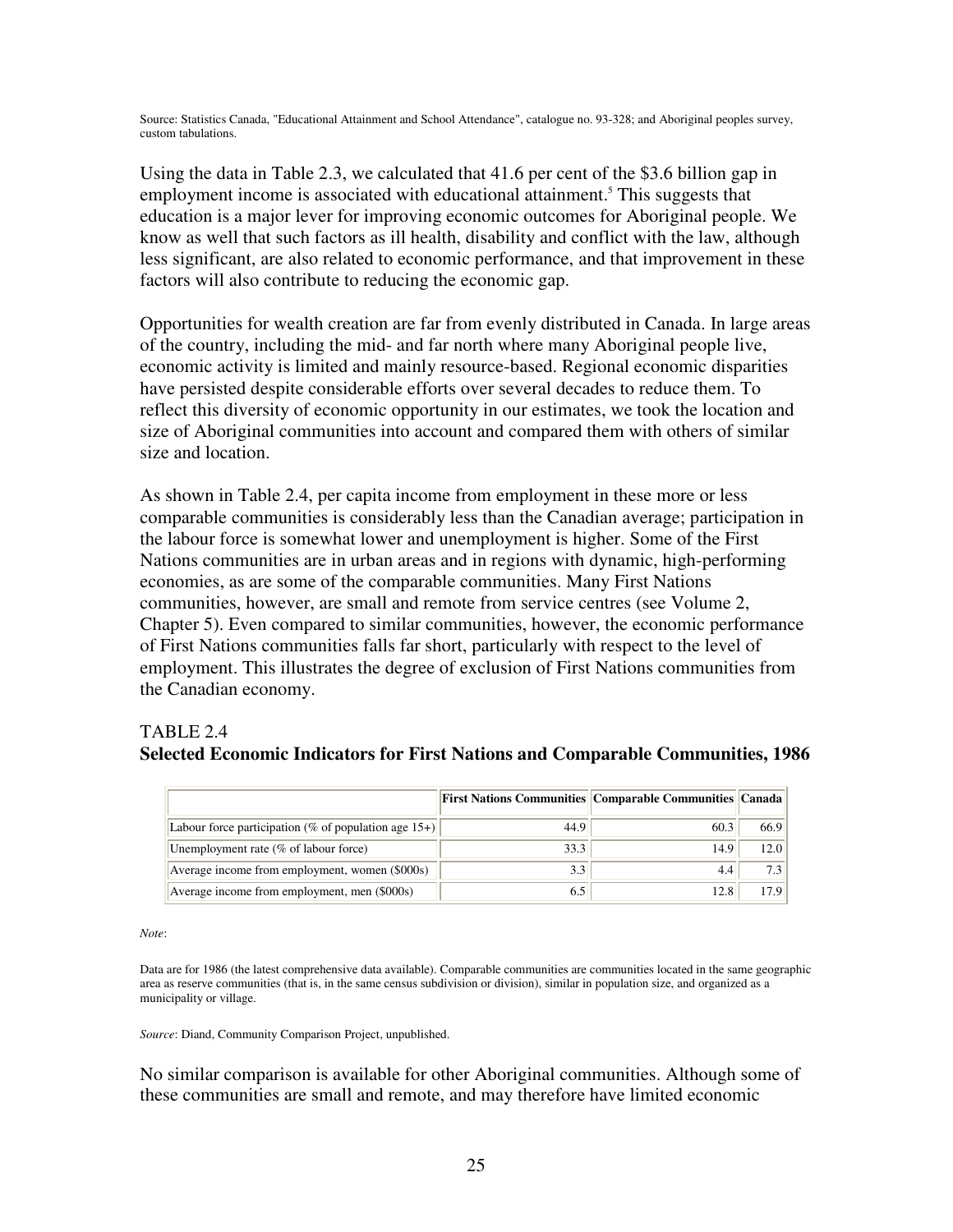Source: Statistics Canada, "Educational Attainment and School Attendance", catalogue no. 93-328; and Aboriginal peoples survey, custom tabulations.

Using the data in Table 2.3, we calculated that 41.6 per cent of the $3.6 billion gap in employment income is associated with educational attainment.[5] This suggests that education is a major lever for improving economic outcomes for Aboriginal people. We know as well that such factors as ill health, disability and conflict with the law, although less significant, are also related to economic performance, and that improvement in these factors will also contribute to reducing the economic gap.

Opportunities for wealth creation are far from evenly distributed in Canada. In large areas of the country, including the mid- and far north where many Aboriginal people live, economic activity is limited and mainly resource-based. Regional economic disparities have persisted despite considerable efforts over several decades to reduce them. To reflect this diversity of economic opportunity in our estimates, we took the location and size of Aboriginal communities into account and compared them with others of similar size and location.

As shown in Table 2.4, per capita income from employment in these more or less comparable communities is considerably less than the Canadian average; participation in the labour force is somewhat lower and unemployment is higher. Some of the First Nations communities are in urban areas and in regions with dynamic, high-performing economies, as are some of the comparable communities. Many First Nations communities, however, are small and remote from service centres (see Volume 2, Chapter 5). Even compared to similar communities, however, the economic performance of First Nations communities falls far short, particularly with respect to the level of employment. This illustrates the degree of exclusion of First Nations communities from the Canadian economy.

TABLE 2.4
**Selected Economic Indicators for First Nations and Comparable Communities, 1986**

| | First Nations Communities | Comparable Communities | Canada |
|---|---|---|---|
| Labour force participation (% of population age 15+) | 44.9 | 60.3 | 66.9 |
| Unemployment rate (% of labour force) | 33.3 | 14.9 | 12.0 |
| Average income from employment, women ($000s) | 3.3 | 4.4 | 7.3 |
| Average income from employment, men ($000s) | 6.5 | 12.8 | 17.9 |

*Note*:

Data are for 1986 (the latest comprehensive data available). Comparable communities are communities located in the same geographic area as reserve communities (that is, in the same census subdivision or division), similar in population size, and organized as a municipality or village.

*Source*: Diand, Community Comparison Project, unpublished.

No similar comparison is available for other Aboriginal communities. Although some of these communities are small and remote, and may therefore have limited economic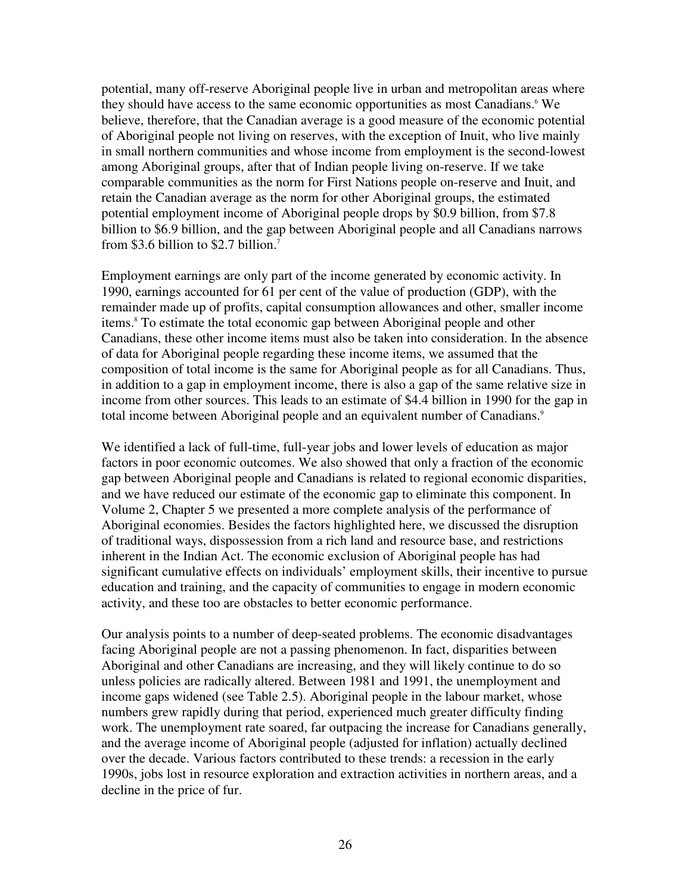potential, many off-reserve Aboriginal people live in urban and metropolitan areas where they should have access to the same economic opportunities as most Canadians.[6] We believe, therefore, that the Canadian average is a good measure of the economic potential of Aboriginal people not living on reserves, with the exception of Inuit, who live mainly in small northern communities and whose income from employment is the second-lowest among Aboriginal groups, after that of Indian people living on-reserve. If we take comparable communities as the norm for First Nations people on-reserve and Inuit, and retain the Canadian average as the norm for other Aboriginal groups, the estimated potential employment income of Aboriginal people drops by $0.9 billion, from $7.8 billion to $6.9 billion, and the gap between Aboriginal people and all Canadians narrows from $3.6 billion to $2.7 billion.[7]

Employment earnings are only part of the income generated by economic activity. In 1990, earnings accounted for 61 per cent of the value of production (GDP), with the remainder made up of profits, capital consumption allowances and other, smaller income items.[8] To estimate the total economic gap between Aboriginal people and other Canadians, these other income items must also be taken into consideration. In the absence of data for Aboriginal people regarding these income items, we assumed that the composition of total income is the same for Aboriginal people as for all Canadians. Thus, in addition to a gap in employment income, there is also a gap of the same relative size in income from other sources. This leads to an estimate of $4.4 billion in 1990 for the gap in total income between Aboriginal people and an equivalent number of Canadians.[9]

We identified a lack of full-time, full-year jobs and lower levels of education as major factors in poor economic outcomes. We also showed that only a fraction of the economic gap between Aboriginal people and Canadians is related to regional economic disparities, and we have reduced our estimate of the economic gap to eliminate this component. In Volume 2, Chapter 5 we presented a more complete analysis of the performance of Aboriginal economies. Besides the factors highlighted here, we discussed the disruption of traditional ways, dispossession from a rich land and resource base, and restrictions inherent in the Indian Act. The economic exclusion of Aboriginal people has had significant cumulative effects on individuals' employment skills, their incentive to pursue education and training, and the capacity of communities to engage in modern economic activity, and these too are obstacles to better economic performance.

Our analysis points to a number of deep-seated problems. The economic disadvantages facing Aboriginal people are not a passing phenomenon. In fact, disparities between Aboriginal and other Canadians are increasing, and they will likely continue to do so unless policies are radically altered. Between 1981 and 1991, the unemployment and income gaps widened (see Table 2.5). Aboriginal people in the labour market, whose numbers grew rapidly during that period, experienced much greater difficulty finding work. The unemployment rate soared, far outpacing the increase for Canadians generally, and the average income of Aboriginal people (adjusted for inflation) actually declined over the decade. Various factors contributed to these trends: a recession in the early 1990s, jobs lost in resource exploration and extraction activities in northern areas, and a decline in the price of fur.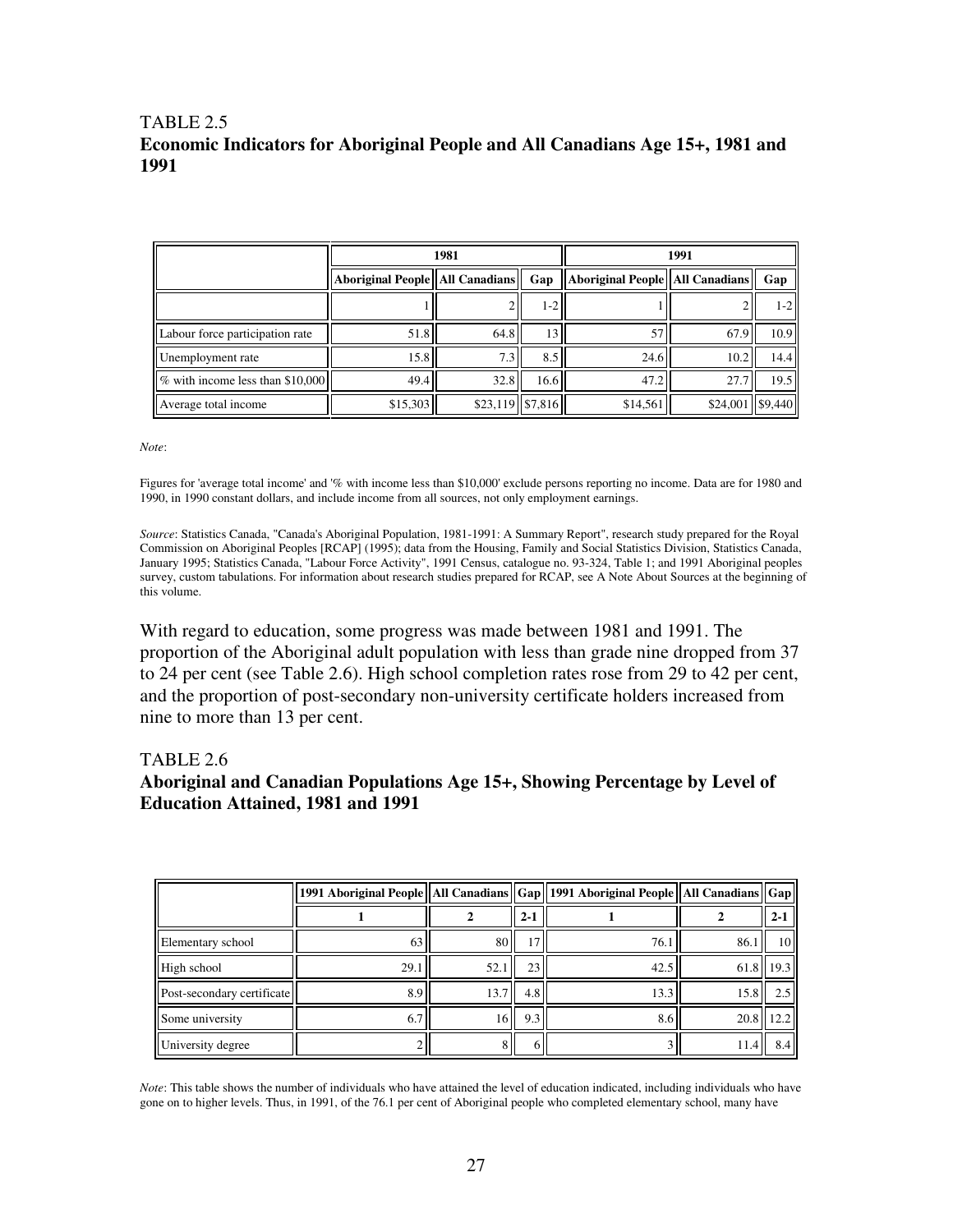TABLE 2.5
**Economic Indicators for Aboriginal People and All Canadians Age 15+, 1981 and 1991**

| | 1981 | | | 1991 | | |
|---|---|---|---|---|---|---|
| | Aboriginal People | All Canadians | Gap | Aboriginal People | All Canadians | Gap |
| | 1 | 2 | 1-2 | 1 | 2 | 1-2 |
| Labour force participation rate | 51.8 | 64.8 | 13 | 57 | 67.9 | 10.9 |
| Unemployment rate | 15.8 | 7.3 | 8.5 | 24.6 | 10.2 | 14.4 |
| % with income less than $10,000 | 49.4 | 32.8 | 16.6 | 47.2 | 27.7 | 19.5 |
| Average total income | $15,303 | $23,119 | $7,816 | $14,561 | $24,001 | $9,440 |

*Note*:

Figures for 'average total income' and '% with income less than $10,000' exclude persons reporting no income. Data are for 1980 and 1990, in 1990 constant dollars, and include income from all sources, not only employment earnings.

*Source*: Statistics Canada, "Canada's Aboriginal Population, 1981-1991: A Summary Report", research study prepared for the Royal Commission on Aboriginal Peoples [RCAP] (1995); data from the Housing, Family and Social Statistics Division, Statistics Canada, January 1995; Statistics Canada, "Labour Force Activity", 1991 Census, catalogue no. 93-324, Table 1; and 1991 Aboriginal peoples survey, custom tabulations. For information about research studies prepared for RCAP, see A Note About Sources at the beginning of this volume.

With regard to education, some progress was made between 1981 and 1991. The proportion of the Aboriginal adult population with less than grade nine dropped from 37 to 24 per cent (see Table 2.6). High school completion rates rose from 29 to 42 per cent, and the proportion of post-secondary non-university certificate holders increased from nine to more than 13 per cent.

TABLE 2.6
**Aboriginal and Canadian Populations Age 15+, Showing Percentage by Level of Education Attained, 1981 and 1991**

| | 1991 Aboriginal People | All Canadians | Gap | 1991 Aboriginal People | All Canadians | Gap |
|---|---|---|---|---|---|---|
| | 1 | 2 | 2-1 | 1 | 2 | 2-1 |
| Elementary school | 63 | 80 | 17 | 76.1 | 86.1 | 10 |
| High school | 29.1 | 52.1 | 23 | 42.5 | 61.8 | 19.3 |
| Post-secondary certificate | 8.9 | 13.7 | 4.8 | 13.3 | 15.8 | 2.5 |
| Some university | 6.7 | 16 | 9.3 | 8.6 | 20.8 | 12.2 |
| University degree | 2 | 8 | 6 | 3 | 11.4 | 8.4 |

*Note*: This table shows the number of individuals who have attained the level of education indicated, including individuals who have gone on to higher levels. Thus, in 1991, of the 76.1 per cent of Aboriginal people who completed elementary school, many have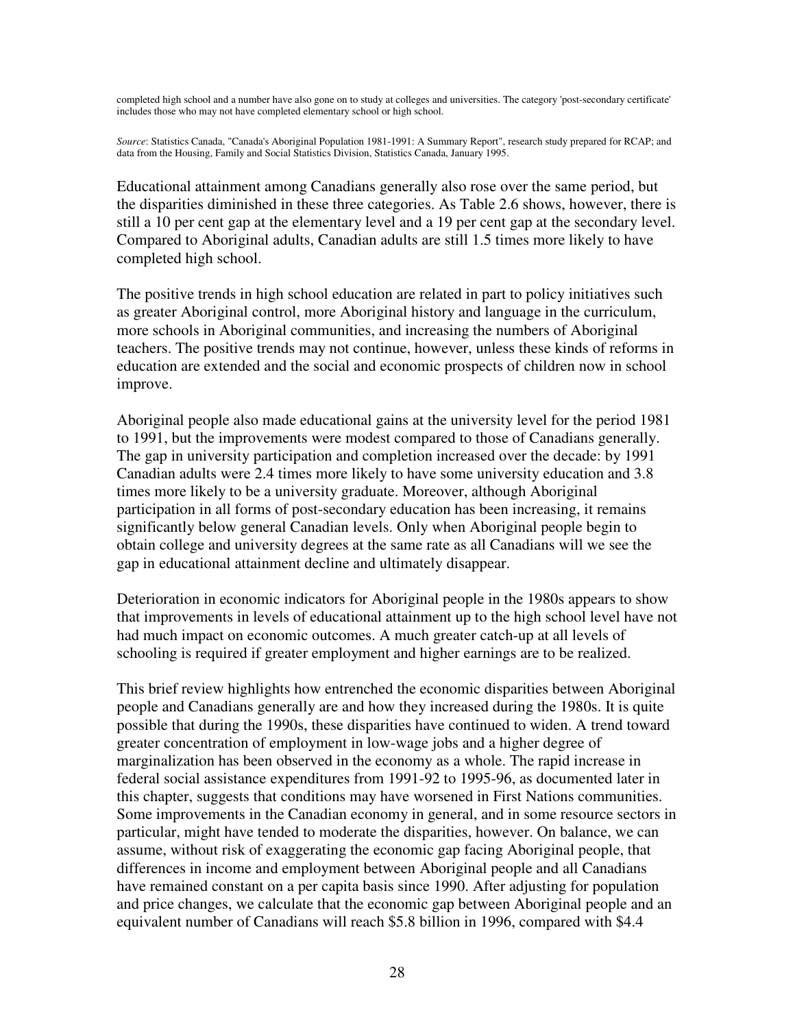completed high school and a number have also gone on to study at colleges and universities. The category 'post-secondary certificate' includes those who may not have completed elementary school or high school.

*Source*: Statistics Canada, "Canada's Aboriginal Population 1981-1991: A Summary Report", research study prepared for RCAP; and data from the Housing, Family and Social Statistics Division, Statistics Canada, January 1995.

Educational attainment among Canadians generally also rose over the same period, but the disparities diminished in these three categories. As Table 2.6 shows, however, there is still a 10 per cent gap at the elementary level and a 19 per cent gap at the secondary level. Compared to Aboriginal adults, Canadian adults are still 1.5 times more likely to have completed high school.

The positive trends in high school education are related in part to policy initiatives such as greater Aboriginal control, more Aboriginal history and language in the curriculum, more schools in Aboriginal communities, and increasing the numbers of Aboriginal teachers. The positive trends may not continue, however, unless these kinds of reforms in education are extended and the social and economic prospects of children now in school improve.

Aboriginal people also made educational gains at the university level for the period 1981 to 1991, but the improvements were modest compared to those of Canadians generally. The gap in university participation and completion increased over the decade: by 1991 Canadian adults were 2.4 times more likely to have some university education and 3.8 times more likely to be a university graduate. Moreover, although Aboriginal participation in all forms of post-secondary education has been increasing, it remains significantly below general Canadian levels. Only when Aboriginal people begin to obtain college and university degrees at the same rate as all Canadians will we see the gap in educational attainment decline and ultimately disappear.

Deterioration in economic indicators for Aboriginal people in the 1980s appears to show that improvements in levels of educational attainment up to the high school level have not had much impact on economic outcomes. A much greater catch-up at all levels of schooling is required if greater employment and higher earnings are to be realized.

This brief review highlights how entrenched the economic disparities between Aboriginal people and Canadians generally are and how they increased during the 1980s. It is quite possible that during the 1990s, these disparities have continued to widen. A trend toward greater concentration of employment in low-wage jobs and a higher degree of marginalization has been observed in the economy as a whole. The rapid increase in federal social assistance expenditures from 1991-92 to 1995-96, as documented later in this chapter, suggests that conditions may have worsened in First Nations communities. Some improvements in the Canadian economy in general, and in some resource sectors in particular, might have tended to moderate the disparities, however. On balance, we can assume, without risk of exaggerating the economic gap facing Aboriginal people, that differences in income and employment between Aboriginal people and all Canadians have remained constant on a per capita basis since 1990. After adjusting for population and price changes, we calculate that the economic gap between Aboriginal people and an equivalent number of Canadians will reach $5.8 billion in 1996, compared with $4.4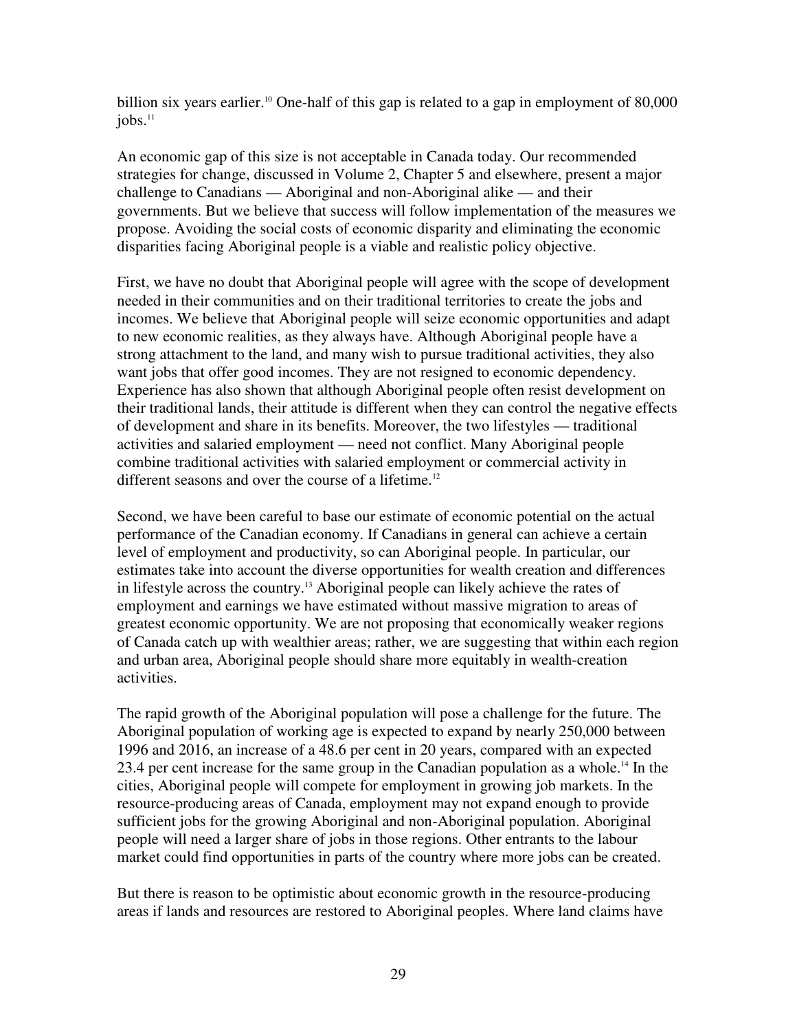billion six years earlier.[10] One-half of this gap is related to a gap in employment of 80,000 jobs.[11]

An economic gap of this size is not acceptable in Canada today. Our recommended strategies for change, discussed in Volume 2, Chapter 5 and elsewhere, present a major challenge to Canadians — Aboriginal and non-Aboriginal alike — and their governments. But we believe that success will follow implementation of the measures we propose. Avoiding the social costs of economic disparity and eliminating the economic disparities facing Aboriginal people is a viable and realistic policy objective.

First, we have no doubt that Aboriginal people will agree with the scope of development needed in their communities and on their traditional territories to create the jobs and incomes. We believe that Aboriginal people will seize economic opportunities and adapt to new economic realities, as they always have. Although Aboriginal people have a strong attachment to the land, and many wish to pursue traditional activities, they also want jobs that offer good incomes. They are not resigned to economic dependency. Experience has also shown that although Aboriginal people often resist development on their traditional lands, their attitude is different when they can control the negative effects of development and share in its benefits. Moreover, the two lifestyles — traditional activities and salaried employment — need not conflict. Many Aboriginal people combine traditional activities with salaried employment or commercial activity in different seasons and over the course of a lifetime.[12]

Second, we have been careful to base our estimate of economic potential on the actual performance of the Canadian economy. If Canadians in general can achieve a certain level of employment and productivity, so can Aboriginal people. In particular, our estimates take into account the diverse opportunities for wealth creation and differences in lifestyle across the country.[13] Aboriginal people can likely achieve the rates of employment and earnings we have estimated without massive migration to areas of greatest economic opportunity. We are not proposing that economically weaker regions of Canada catch up with wealthier areas; rather, we are suggesting that within each region and urban area, Aboriginal people should share more equitably in wealth-creation activities.

The rapid growth of the Aboriginal population will pose a challenge for the future. The Aboriginal population of working age is expected to expand by nearly 250,000 between 1996 and 2016, an increase of a 48.6 per cent in 20 years, compared with an expected 23.4 per cent increase for the same group in the Canadian population as a whole.[14] In the cities, Aboriginal people will compete for employment in growing job markets. In the resource-producing areas of Canada, employment may not expand enough to provide sufficient jobs for the growing Aboriginal and non-Aboriginal population. Aboriginal people will need a larger share of jobs in those regions. Other entrants to the labour market could find opportunities in parts of the country where more jobs can be created.

But there is reason to be optimistic about economic growth in the resource-producing areas if lands and resources are restored to Aboriginal peoples. Where land claims have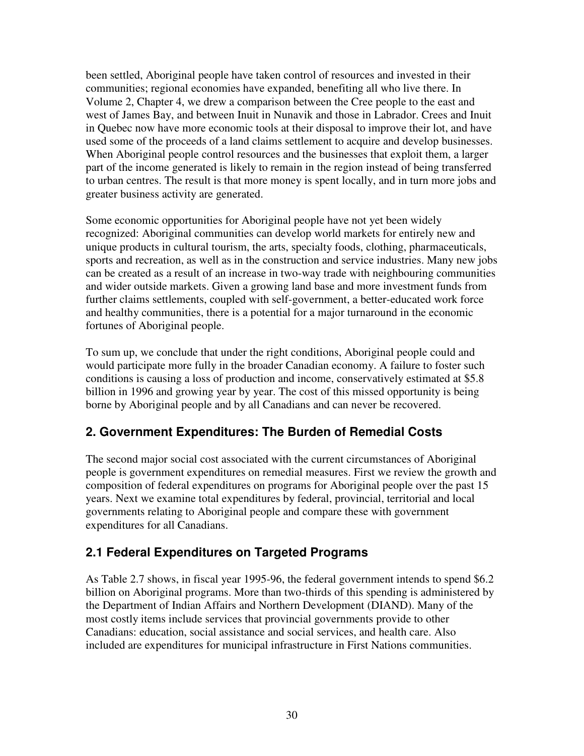been settled, Aboriginal people have taken control of resources and invested in their communities; regional economies have expanded, benefiting all who live there. In Volume 2, Chapter 4, we drew a comparison between the Cree people to the east and west of James Bay, and between Inuit in Nunavik and those in Labrador. Crees and Inuit in Quebec now have more economic tools at their disposal to improve their lot, and have used some of the proceeds of a land claims settlement to acquire and develop businesses. When Aboriginal people control resources and the businesses that exploit them, a larger part of the income generated is likely to remain in the region instead of being transferred to urban centres. The result is that more money is spent locally, and in turn more jobs and greater business activity are generated.

Some economic opportunities for Aboriginal people have not yet been widely recognized: Aboriginal communities can develop world markets for entirely new and unique products in cultural tourism, the arts, specialty foods, clothing, pharmaceuticals, sports and recreation, as well as in the construction and service industries. Many new jobs can be created as a result of an increase in two-way trade with neighbouring communities and wider outside markets. Given a growing land base and more investment funds from further claims settlements, coupled with self-government, a better-educated work force and healthy communities, there is a potential for a major turnaround in the economic fortunes of Aboriginal people.

To sum up, we conclude that under the right conditions, Aboriginal people could and would participate more fully in the broader Canadian economy. A failure to foster such conditions is causing a loss of production and income, conservatively estimated at $5.8 billion in 1996 and growing year by year. The cost of this missed opportunity is being borne by Aboriginal people and by all Canadians and can never be recovered.

## 2. Government Expenditures: The Burden of Remedial Costs

The second major social cost associated with the current circumstances of Aboriginal people is government expenditures on remedial measures. First we review the growth and composition of federal expenditures on programs for Aboriginal people over the past 15 years. Next we examine total expenditures by federal, provincial, territorial and local governments relating to Aboriginal people and compare these with government expenditures for all Canadians.

## 2.1 Federal Expenditures on Targeted Programs

As Table 2.7 shows, in fiscal year 1995-96, the federal government intends to spend $6.2 billion on Aboriginal programs. More than two-thirds of this spending is administered by the Department of Indian Affairs and Northern Development (DIAND). Many of the most costly items include services that provincial governments provide to other Canadians: education, social assistance and social services, and health care. Also included are expenditures for municipal infrastructure in First Nations communities.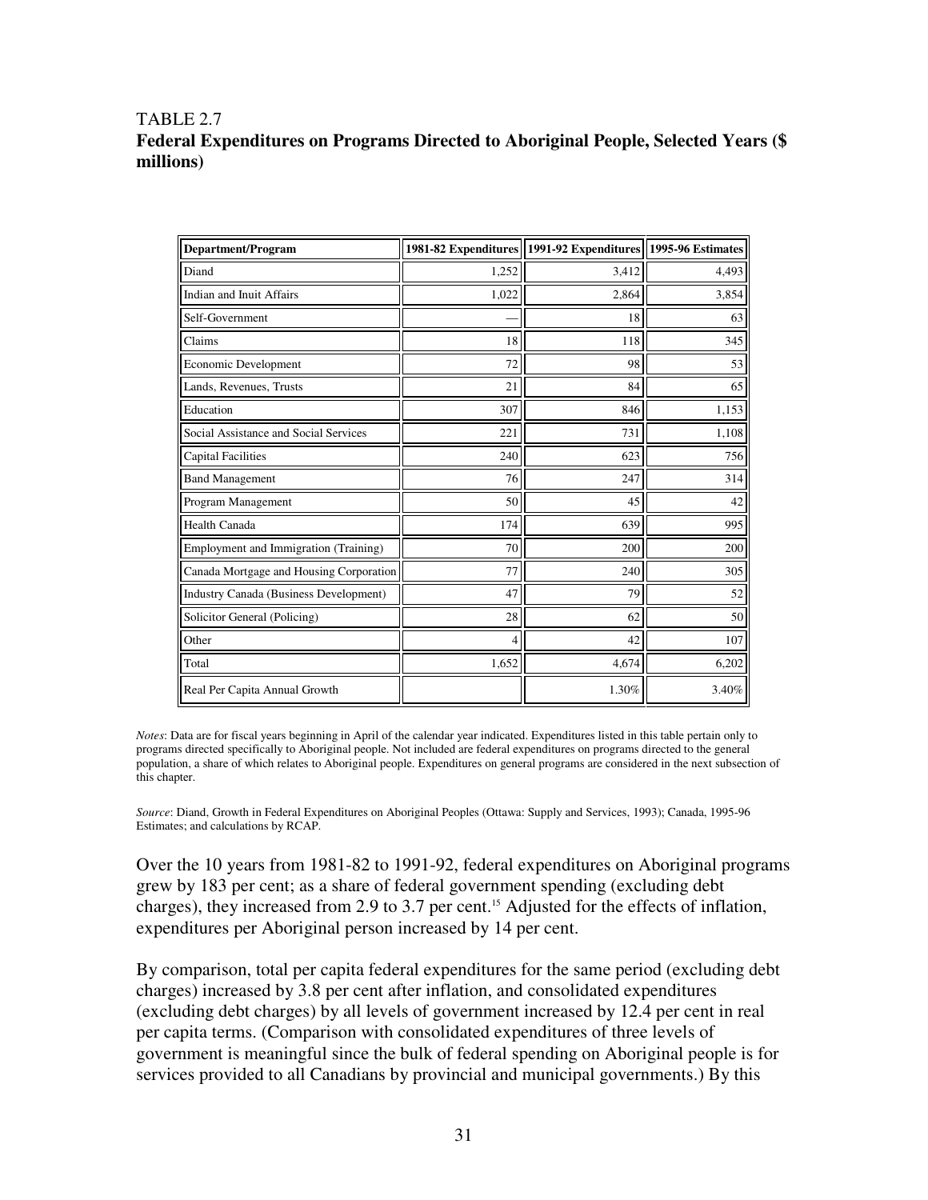TABLE 2.7
**Federal Expenditures on Programs Directed to Aboriginal People, Selected Years ($ millions)**

| Department/Program | 1981-82 Expenditures | 1991-92 Expenditures | 1995-96 Estimates |
|---|---|---|---|
| Diand | 1,252 | 3,412 | 4,493 |
| Indian and Inuit Affairs | 1,022 | 2,864 | 3,854 |
| Self-Government | — | 18 | 63 |
| Claims | 18 | 118 | 345 |
| Economic Development | 72 | 98 | 53 |
| Lands, Revenues, Trusts | 21 | 84 | 65 |
| Education | 307 | 846 | 1,153 |
| Social Assistance and Social Services | 221 | 731 | 1,108 |
| Capital Facilities | 240 | 623 | 756 |
| Band Management | 76 | 247 | 314 |
| Program Management | 50 | 45 | 42 |
| Health Canada | 174 | 639 | 995 |
| Employment and Immigration (Training) | 70 | 200 | 200 |
| Canada Mortgage and Housing Corporation | 77 | 240 | 305 |
| Industry Canada (Business Development) | 47 | 79 | 52 |
| Solicitor General (Policing) | 28 | 62 | 50 |
| Other | 4 | 42 | 107 |
| Total | 1,652 | 4,674 | 6,202 |
| Real Per Capita Annual Growth | | 1.30% | 3.40% |

*Notes*: Data are for fiscal years beginning in April of the calendar year indicated. Expenditures listed in this table pertain only to programs directed specifically to Aboriginal people. Not included are federal expenditures on programs directed to the general population, a share of which relates to Aboriginal people. Expenditures on general programs are considered in the next subsection of this chapter.

*Source*: Diand, Growth in Federal Expenditures on Aboriginal Peoples (Ottawa: Supply and Services, 1993); Canada, 1995-96 Estimates; and calculations by RCAP.

Over the 10 years from 1981-82 to 1991-92, federal expenditures on Aboriginal programs grew by 183 per cent; as a share of federal government spending (excluding debt charges), they increased from 2.9 to 3.7 per cent.[15] Adjusted for the effects of inflation, expenditures per Aboriginal person increased by 14 per cent.

By comparison, total per capita federal expenditures for the same period (excluding debt charges) increased by 3.8 per cent after inflation, and consolidated expenditures (excluding debt charges) by all levels of government increased by 12.4 per cent in real per capita terms. (Comparison with consolidated expenditures of three levels of government is meaningful since the bulk of federal spending on Aboriginal people is for services provided to all Canadians by provincial and municipal governments.) By this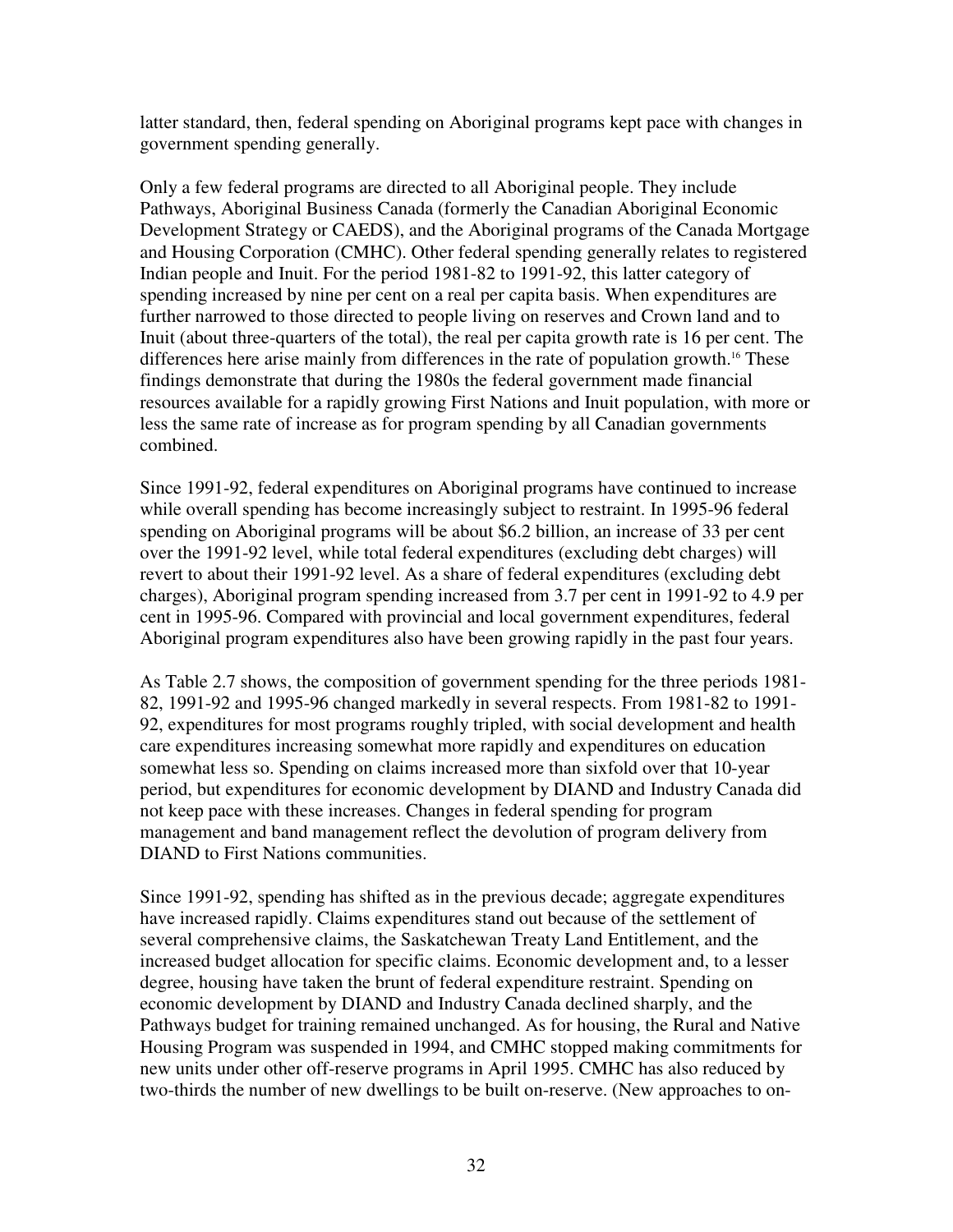latter standard, then, federal spending on Aboriginal programs kept pace with changes in government spending generally.

Only a few federal programs are directed to all Aboriginal people. They include Pathways, Aboriginal Business Canada (formerly the Canadian Aboriginal Economic Development Strategy or CAEDS), and the Aboriginal programs of the Canada Mortgage and Housing Corporation (CMHC). Other federal spending generally relates to registered Indian people and Inuit. For the period 1981-82 to 1991-92, this latter category of spending increased by nine per cent on a real per capita basis. When expenditures are further narrowed to those directed to people living on reserves and Crown land and to Inuit (about three-quarters of the total), the real per capita growth rate is 16 per cent. The differences here arise mainly from differences in the rate of population growth.[16] These findings demonstrate that during the 1980s the federal government made financial resources available for a rapidly growing First Nations and Inuit population, with more or less the same rate of increase as for program spending by all Canadian governments combined.

Since 1991-92, federal expenditures on Aboriginal programs have continued to increase while overall spending has become increasingly subject to restraint. In 1995-96 federal spending on Aboriginal programs will be about $6.2 billion, an increase of 33 per cent over the 1991-92 level, while total federal expenditures (excluding debt charges) will revert to about their 1991-92 level. As a share of federal expenditures (excluding debt charges), Aboriginal program spending increased from 3.7 per cent in 1991-92 to 4.9 per cent in 1995-96. Compared with provincial and local government expenditures, federal Aboriginal program expenditures also have been growing rapidly in the past four years.

As Table 2.7 shows, the composition of government spending for the three periods 1981-82, 1991-92 and 1995-96 changed markedly in several respects. From 1981-82 to 1991-92, expenditures for most programs roughly tripled, with social development and health care expenditures increasing somewhat more rapidly and expenditures on education somewhat less so. Spending on claims increased more than sixfold over that 10-year period, but expenditures for economic development by DIAND and Industry Canada did not keep pace with these increases. Changes in federal spending for program management and band management reflect the devolution of program delivery from DIAND to First Nations communities.

Since 1991-92, spending has shifted as in the previous decade; aggregate expenditures have increased rapidly. Claims expenditures stand out because of the settlement of several comprehensive claims, the Saskatchewan Treaty Land Entitlement, and the increased budget allocation for specific claims. Economic development and, to a lesser degree, housing have taken the brunt of federal expenditure restraint. Spending on economic development by DIAND and Industry Canada declined sharply, and the Pathways budget for training remained unchanged. As for housing, the Rural and Native Housing Program was suspended in 1994, and CMHC stopped making commitments for new units under other off-reserve programs in April 1995. CMHC has also reduced by two-thirds the number of new dwellings to be built on-reserve. (New approaches to on-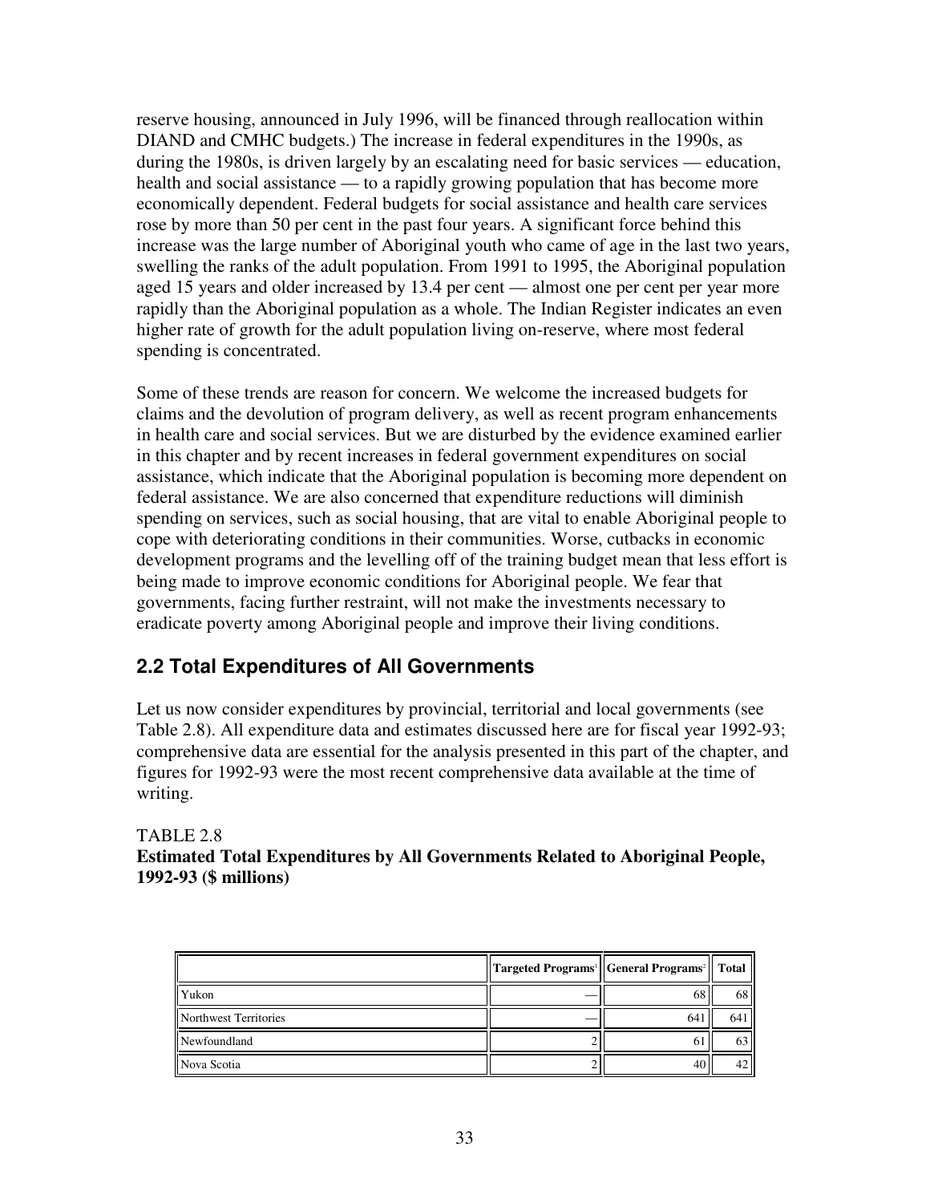reserve housing, announced in July 1996, will be financed through reallocation within DIAND and CMHC budgets.) The increase in federal expenditures in the 1990s, as during the 1980s, is driven largely by an escalating need for basic services — education, health and social assistance — to a rapidly growing population that has become more economically dependent. Federal budgets for social assistance and health care services rose by more than 50 per cent in the past four years. A significant force behind this increase was the large number of Aboriginal youth who came of age in the last two years, swelling the ranks of the adult population. From 1991 to 1995, the Aboriginal population aged 15 years and older increased by 13.4 per cent — almost one per cent per year more rapidly than the Aboriginal population as a whole. The Indian Register indicates an even higher rate of growth for the adult population living on-reserve, where most federal spending is concentrated.

Some of these trends are reason for concern. We welcome the increased budgets for claims and the devolution of program delivery, as well as recent program enhancements in health care and social services. But we are disturbed by the evidence examined earlier in this chapter and by recent increases in federal government expenditures on social assistance, which indicate that the Aboriginal population is becoming more dependent on federal assistance. We are also concerned that expenditure reductions will diminish spending on services, such as social housing, that are vital to enable Aboriginal people to cope with deteriorating conditions in their communities. Worse, cutbacks in economic development programs and the levelling off of the training budget mean that less effort is being made to improve economic conditions for Aboriginal people. We fear that governments, facing further restraint, will not make the investments necessary to eradicate poverty among Aboriginal people and improve their living conditions.

## 2.2 Total Expenditures of All Governments

Let us now consider expenditures by provincial, territorial and local governments (see Table 2.8). All expenditure data and estimates discussed here are for fiscal year 1992-93; comprehensive data are essential for the analysis presented in this part of the chapter, and figures for 1992-93 were the most recent comprehensive data available at the time of writing.

TABLE 2.8
**Estimated Total Expenditures by All Governments Related to Aboriginal People, 1992-93 ($ millions)**

| | Targeted Programs[1] | General Programs[2] | Total |
|---|---|---|---|
| Yukon | — | 68 | 68 |
| Northwest Territories | — | 641 | 641 |
| Newfoundland | 2 | 61 | 63 |
| Nova Scotia | 2 | 40 | 42 |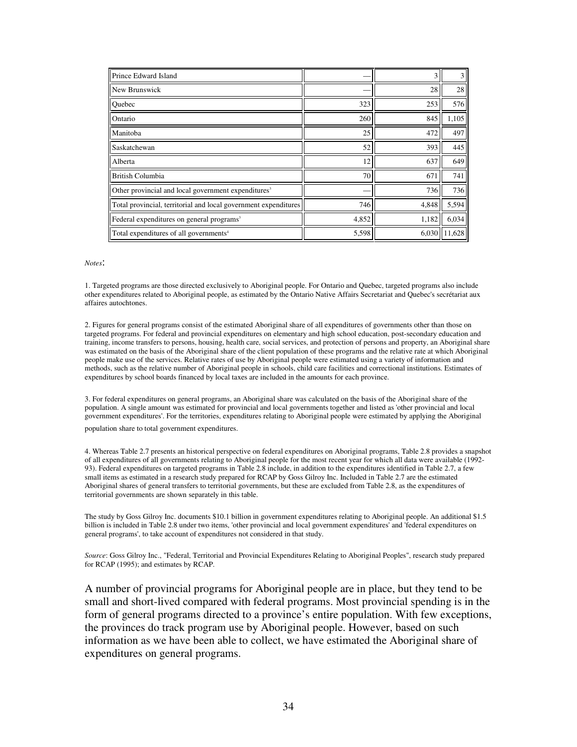| | | | |
|---|---|---|---|
| Prince Edward Island | — | 3 | 3 |
| New Brunswick | — | 28 | 28 |
| Quebec | 323 | 253 | 576 |
| Ontario | 260 | 845 | 1,105 |
| Manitoba | 25 | 472 | 497 |
| Saskatchewan | 52 | 393 | 445 |
| Alberta | 12 | 637 | 649 |
| British Columbia | 70 | 671 | 741 |
| Other provincial and local government expenditures[3] | — | 736 | 736 |
| Total provincial, territorial and local government expenditures | 746 | 4,848 | 5,594 |
| Federal expenditures on general programs[3] | 4,852 | 1,182 | 6,034 |
| Total expenditures of all governments[4] | 5,598 | 6,030 | 11,628 |

*Notes*:

1. Targeted programs are those directed exclusively to Aboriginal people. For Ontario and Quebec, targeted programs also include other expenditures related to Aboriginal people, as estimated by the Ontario Native Affairs Secretariat and Quebec's secrétariat aux affaires autochtones.

2. Figures for general programs consist of the estimated Aboriginal share of all expenditures of governments other than those on targeted programs. For federal and provincial expenditures on elementary and high school education, post-secondary education and training, income transfers to persons, housing, health care, social services, and protection of persons and property, an Aboriginal share was estimated on the basis of the Aboriginal share of the client population of these programs and the relative rate at which Aboriginal people make use of the services. Relative rates of use by Aboriginal people were estimated using a variety of information and methods, such as the relative number of Aboriginal people in schools, child care facilities and correctional institutions. Estimates of expenditures by school boards financed by local taxes are included in the amounts for each province.

3. For federal expenditures on general programs, an Aboriginal share was calculated on the basis of the Aboriginal share of the population. A single amount was estimated for provincial and local governments together and listed as 'other provincial and local government expenditures'. For the territories, expenditures relating to Aboriginal people were estimated by applying the Aboriginal population share to total government expenditures.

4. Whereas Table 2.7 presents an historical perspective on federal expenditures on Aboriginal programs, Table 2.8 provides a snapshot of all expenditures of all governments relating to Aboriginal people for the most recent year for which all data were available (1992-93). Federal expenditures on targeted programs in Table 2.8 include, in addition to the expenditures identified in Table 2.7, a few small items as estimated in a research study prepared for RCAP by Goss Gilroy Inc. Included in Table 2.7 are the estimated Aboriginal shares of general transfers to territorial governments, but these are excluded from Table 2.8, as the expenditures of territorial governments are shown separately in this table.

The study by Goss Gilroy Inc. documents $10.1 billion in government expenditures relating to Aboriginal people. An additional $1.5 billion is included in Table 2.8 under two items, 'other provincial and local government expenditures' and 'federal expenditures on general programs', to take account of expenditures not considered in that study.

*Source*: Goss Gilroy Inc., "Federal, Territorial and Provincial Expenditures Relating to Aboriginal Peoples", research study prepared for RCAP (1995); and estimates by RCAP.

A number of provincial programs for Aboriginal people are in place, but they tend to be small and short-lived compared with federal programs. Most provincial spending is in the form of general programs directed to a province's entire population. With few exceptions, the provinces do track program use by Aboriginal people. However, based on such information as we have been able to collect, we have estimated the Aboriginal share of expenditures on general programs.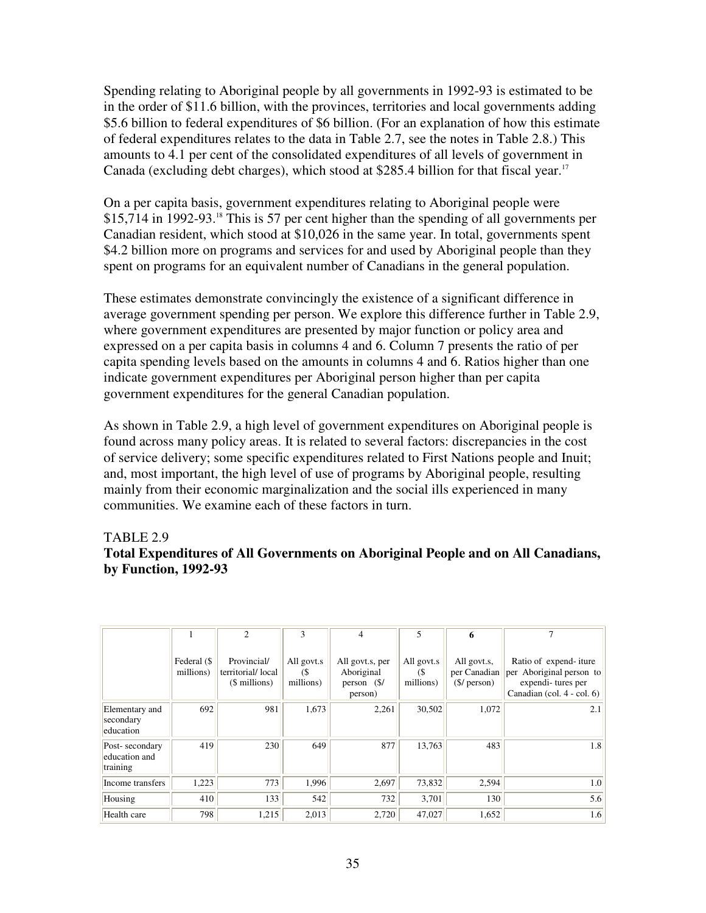Spending relating to Aboriginal people by all governments in 1992-93 is estimated to be in the order of $11.6 billion, with the provinces, territories and local governments adding $5.6 billion to federal expenditures of $6 billion. (For an explanation of how this estimate of federal expenditures relates to the data in Table 2.7, see the notes in Table 2.8.) This amounts to 4.1 per cent of the consolidated expenditures of all levels of government in Canada (excluding debt charges), which stood at $285.4 billion for that fiscal year.[17]

On a per capita basis, government expenditures relating to Aboriginal people were $15,714 in 1992-93.[18] This is 57 per cent higher than the spending of all governments per Canadian resident, which stood at $10,026 in the same year. In total, governments spent $4.2 billion more on programs and services for and used by Aboriginal people than they spent on programs for an equivalent number of Canadians in the general population.

These estimates demonstrate convincingly the existence of a significant difference in average government spending per person. We explore this difference further in Table 2.9, where government expenditures are presented by major function or policy area and expressed on a per capita basis in columns 4 and 6. Column 7 presents the ratio of per capita spending levels based on the amounts in columns 4 and 6. Ratios higher than one indicate government expenditures per Aboriginal person higher than per capita government expenditures for the general Canadian population.

As shown in Table 2.9, a high level of government expenditures on Aboriginal people is found across many policy areas. It is related to several factors: discrepancies in the cost of service delivery; some specific expenditures related to First Nations people and Inuit; and, most important, the high level of use of programs by Aboriginal people, resulting mainly from their economic marginalization and the social ills experienced in many communities. We examine each of these factors in turn.

TABLE 2.9

**Total Expenditures of All Governments on Aboriginal People and on All Canadians, by Function, 1992-93**

| | 1 | 2 | 3 | 4 | 5 | 6 | 7 |
|---|---|---|---|---|---|---|---|
| | Federal ($ millions) | Provincial/ territorial/ local ($ millions) | All govt.s ($ millions) | All govt.s, per Aboriginal person ($/ person) | All govt.s ($ millions) | All govt.s, per Canadian ($/ person) | Ratio of expend- iture per Aboriginal person to expendi- tures per Canadian (col. 4 - col. 6) |
| Elementary and secondary education | 692 | 981 | 1,673 | 2,261 | 30,502 | 1,072 | 2.1 |
| Post- secondary education and training | 419 | 230 | 649 | 877 | 13,763 | 483 | 1.8 |
| Income transfers | 1,223 | 773 | 1,996 | 2,697 | 73,832 | 2,594 | 1.0 |
| Housing | 410 | 133 | 542 | 732 | 3,701 | 130 | 5.6 |
| Health care | 798 | 1,215 | 2,013 | 2,720 | 47,027 | 1,652 | 1.6 |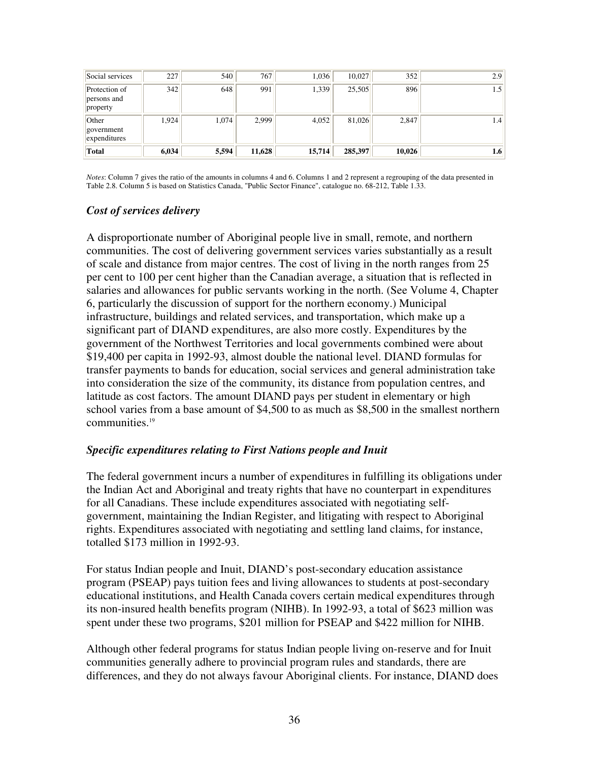| Social services | 227 | 540 | 767 | 1,036 | 10,027 | 352 | 2.9 |
|---|---|---|---|---|---|---|---|
| Protection of persons and property | 342 | 648 | 991 | 1,339 | 25,505 | 896 | 1.5 |
| Other government expenditures | 1,924 | 1,074 | 2,999 | 4,052 | 81,026 | 2,847 | 1.4 |
| **Total** | **6,034** | **5,594** | **11,628** | **15,714** | **285,397** | **10,026** | **1.6** |

*Notes*: Column 7 gives the ratio of the amounts in columns 4 and 6. Columns 1 and 2 represent a regrouping of the data presented in Table 2.8. Column 5 is based on Statistics Canada, "Public Sector Finance", catalogue no. 68-212, Table 1.33.

### *Cost of services delivery*

A disproportionate number of Aboriginal people live in small, remote, and northern communities. The cost of delivering government services varies substantially as a result of scale and distance from major centres. The cost of living in the north ranges from 25 per cent to 100 per cent higher than the Canadian average, a situation that is reflected in salaries and allowances for public servants working in the north. (See Volume 4, Chapter 6, particularly the discussion of support for the northern economy.) Municipal infrastructure, buildings and related services, and transportation, which make up a significant part of DIAND expenditures, are also more costly. Expenditures by the government of the Northwest Territories and local governments combined were about $19,400 per capita in 1992-93, almost double the national level. DIAND formulas for transfer payments to bands for education, social services and general administration take into consideration the size of the community, its distance from population centres, and latitude as cost factors. The amount DIAND pays per student in elementary or high school varies from a base amount of $4,500 to as much as $8,500 in the smallest northern communities.[19]

### *Specific expenditures relating to First Nations people and Inuit*

The federal government incurs a number of expenditures in fulfilling its obligations under the Indian Act and Aboriginal and treaty rights that have no counterpart in expenditures for all Canadians. These include expenditures associated with negotiating self-government, maintaining the Indian Register, and litigating with respect to Aboriginal rights. Expenditures associated with negotiating and settling land claims, for instance, totalled $173 million in 1992-93.

For status Indian people and Inuit, DIAND's post-secondary education assistance program (PSEAP) pays tuition fees and living allowances to students at post-secondary educational institutions, and Health Canada covers certain medical expenditures through its non-insured health benefits program (NIHB). In 1992-93, a total of $623 million was spent under these two programs, $201 million for PSEAP and $422 million for NIHB.

Although other federal programs for status Indian people living on-reserve and for Inuit communities generally adhere to provincial program rules and standards, there are differences, and they do not always favour Aboriginal clients. For instance, DIAND does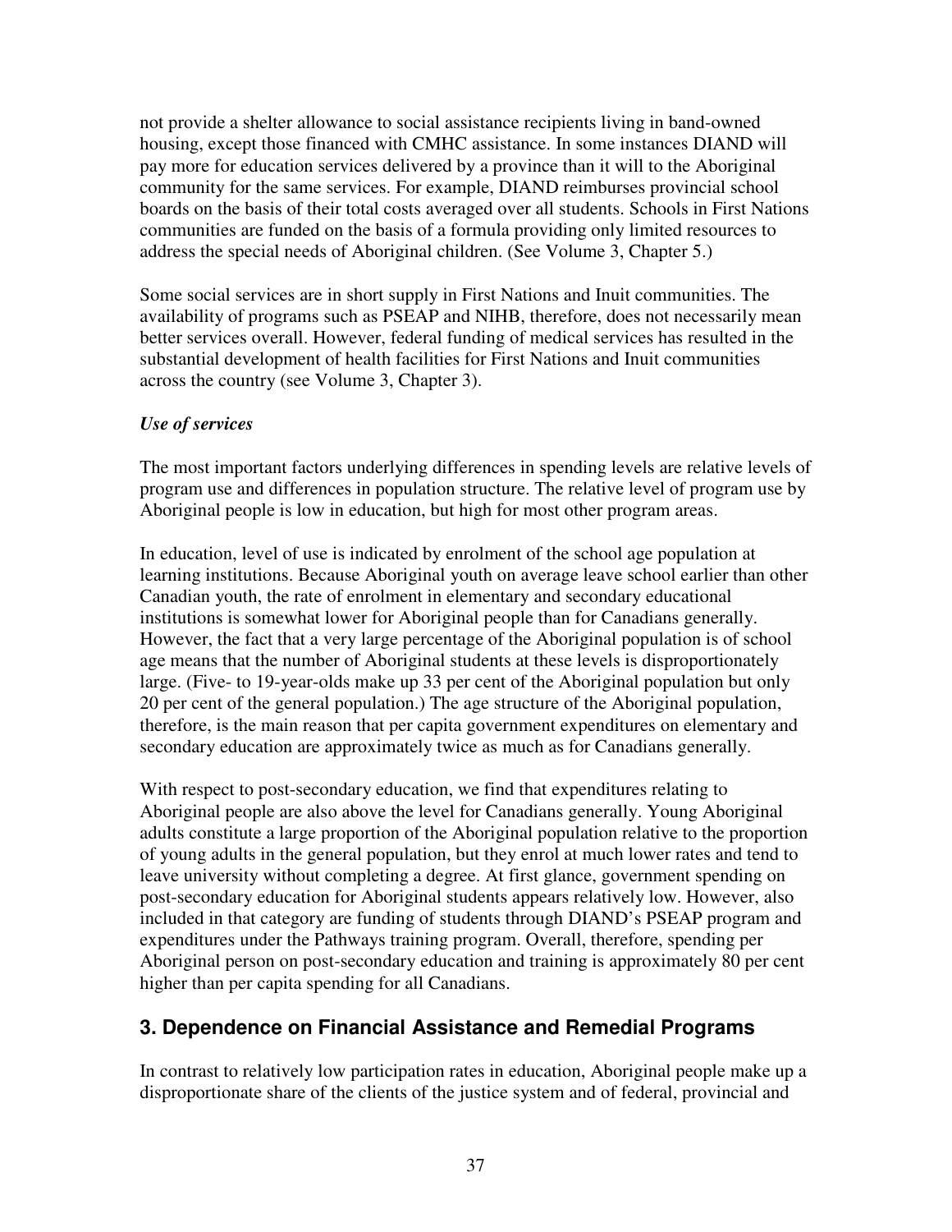not provide a shelter allowance to social assistance recipients living in band-owned housing, except those financed with CMHC assistance. In some instances DIAND will pay more for education services delivered by a province than it will to the Aboriginal community for the same services. For example, DIAND reimburses provincial school boards on the basis of their total costs averaged over all students. Schools in First Nations communities are funded on the basis of a formula providing only limited resources to address the special needs of Aboriginal children. (See Volume 3, Chapter 5.)

Some social services are in short supply in First Nations and Inuit communities. The availability of programs such as PSEAP and NIHB, therefore, does not necessarily mean better services overall. However, federal funding of medical services has resulted in the substantial development of health facilities for First Nations and Inuit communities across the country (see Volume 3, Chapter 3).

***Use of services***

The most important factors underlying differences in spending levels are relative levels of program use and differences in population structure. The relative level of program use by Aboriginal people is low in education, but high for most other program areas.

In education, level of use is indicated by enrolment of the school age population at learning institutions. Because Aboriginal youth on average leave school earlier than other Canadian youth, the rate of enrolment in elementary and secondary educational institutions is somewhat lower for Aboriginal people than for Canadians generally. However, the fact that a very large percentage of the Aboriginal population is of school age means that the number of Aboriginal students at these levels is disproportionately large. (Five- to 19-year-olds make up 33 per cent of the Aboriginal population but only 20 per cent of the general population.) The age structure of the Aboriginal population, therefore, is the main reason that per capita government expenditures on elementary and secondary education are approximately twice as much as for Canadians generally.

With respect to post-secondary education, we find that expenditures relating to Aboriginal people are also above the level for Canadians generally. Young Aboriginal adults constitute a large proportion of the Aboriginal population relative to the proportion of young adults in the general population, but they enrol at much lower rates and tend to leave university without completing a degree. At first glance, government spending on post-secondary education for Aboriginal students appears relatively low. However, also included in that category are funding of students through DIAND's PSEAP program and expenditures under the Pathways training program. Overall, therefore, spending per Aboriginal person on post-secondary education and training is approximately 80 per cent higher than per capita spending for all Canadians.

## 3. Dependence on Financial Assistance and Remedial Programs

In contrast to relatively low participation rates in education, Aboriginal people make up a disproportionate share of the clients of the justice system and of federal, provincial and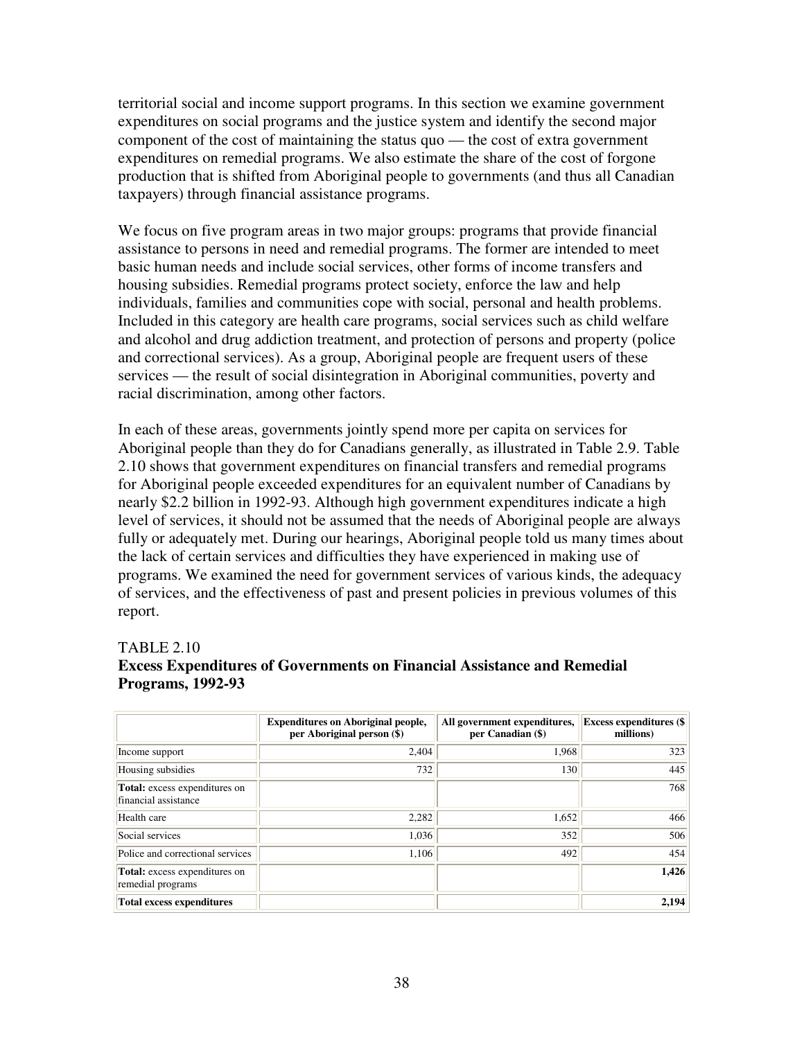territorial social and income support programs. In this section we examine government expenditures on social programs and the justice system and identify the second major component of the cost of maintaining the status quo — the cost of extra government expenditures on remedial programs. We also estimate the share of the cost of forgone production that is shifted from Aboriginal people to governments (and thus all Canadian taxpayers) through financial assistance programs.

We focus on five program areas in two major groups: programs that provide financial assistance to persons in need and remedial programs. The former are intended to meet basic human needs and include social services, other forms of income transfers and housing subsidies. Remedial programs protect society, enforce the law and help individuals, families and communities cope with social, personal and health problems. Included in this category are health care programs, social services such as child welfare and alcohol and drug addiction treatment, and protection of persons and property (police and correctional services). As a group, Aboriginal people are frequent users of these services — the result of social disintegration in Aboriginal communities, poverty and racial discrimination, among other factors.

In each of these areas, governments jointly spend more per capita on services for Aboriginal people than they do for Canadians generally, as illustrated in Table 2.9. Table 2.10 shows that government expenditures on financial transfers and remedial programs for Aboriginal people exceeded expenditures for an equivalent number of Canadians by nearly $2.2 billion in 1992-93. Although high government expenditures indicate a high level of services, it should not be assumed that the needs of Aboriginal people are always fully or adequately met. During our hearings, Aboriginal people told us many times about the lack of certain services and difficulties they have experienced in making use of programs. We examined the need for government services of various kinds, the adequacy of services, and the effectiveness of past and present policies in previous volumes of this report.

TABLE 2.10
**Excess Expenditures of Governments on Financial Assistance and Remedial Programs, 1992-93**

| | Expenditures on Aboriginal people, per Aboriginal person ($) | All government expenditures, per Canadian ($) | Excess expenditures ($ millions) |
|---|---|---|---|
| Income support | 2,404 | 1,968 | 323 |
| Housing subsidies | 732 | 130 | 445 |
| **Total:** excess expenditures on financial assistance | | | 768 |
| Health care | 2,282 | 1,652 | 466 |
| Social services | 1,036 | 352 | 506 |
| Police and correctional services | 1,106 | 492 | 454 |
| **Total:** excess expenditures on remedial programs | | | **1,426** |
| **Total excess expenditures** | | | **2,194** |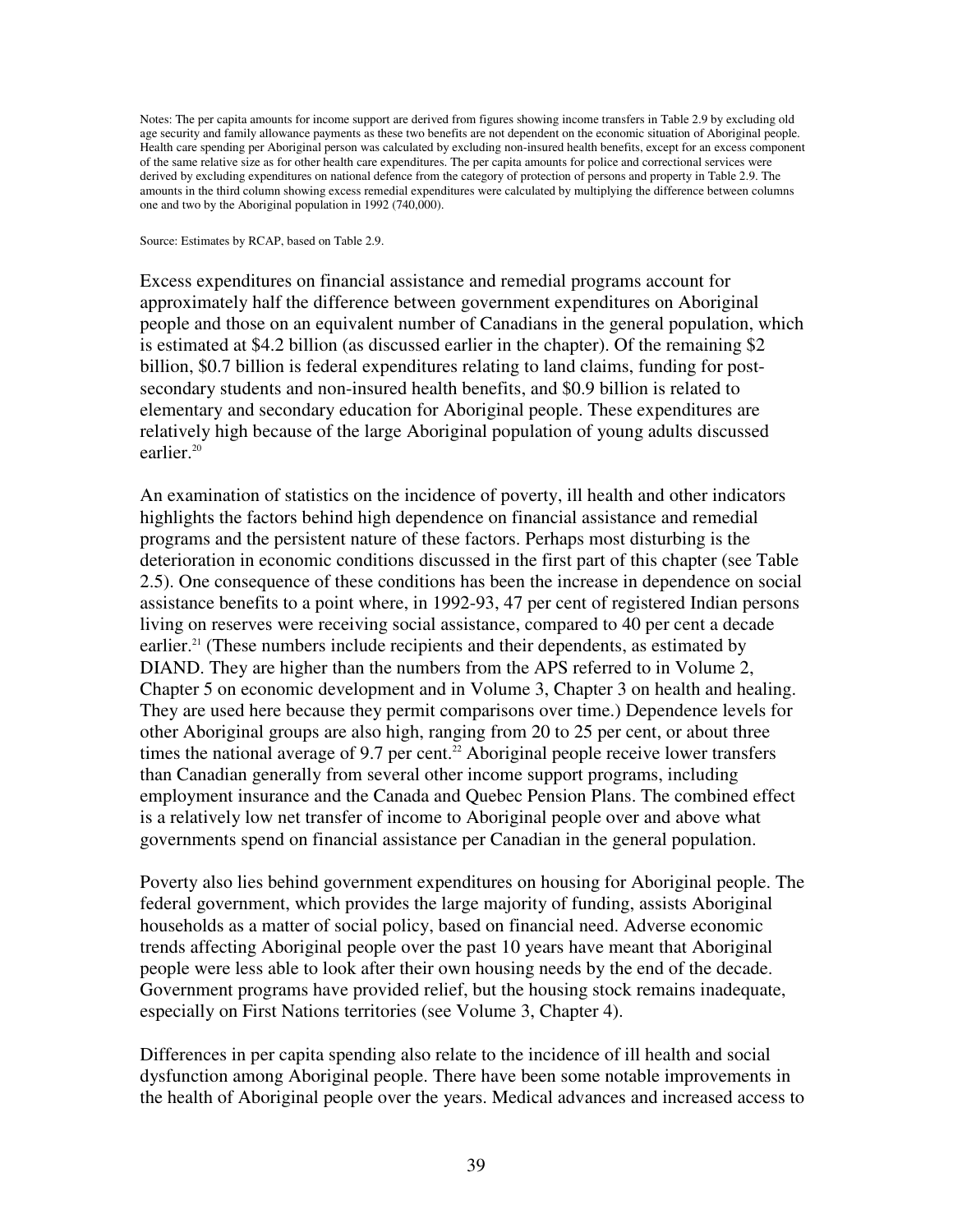Notes: The per capita amounts for income support are derived from figures showing income transfers in Table 2.9 by excluding old age security and family allowance payments as these two benefits are not dependent on the economic situation of Aboriginal people. Health care spending per Aboriginal person was calculated by excluding non-insured health benefits, except for an excess component of the same relative size as for other health care expenditures. The per capita amounts for police and correctional services were derived by excluding expenditures on national defence from the category of protection of persons and property in Table 2.9. The amounts in the third column showing excess remedial expenditures were calculated by multiplying the difference between columns one and two by the Aboriginal population in 1992 (740,000).

Source: Estimates by RCAP, based on Table 2.9.

Excess expenditures on financial assistance and remedial programs account for approximately half the difference between government expenditures on Aboriginal people and those on an equivalent number of Canadians in the general population, which is estimated at $4.2 billion (as discussed earlier in the chapter). Of the remaining $2 billion, $0.7 billion is federal expenditures relating to land claims, funding for post-secondary students and non-insured health benefits, and $0.9 billion is related to elementary and secondary education for Aboriginal people. These expenditures are relatively high because of the large Aboriginal population of young adults discussed earlier.[20]

An examination of statistics on the incidence of poverty, ill health and other indicators highlights the factors behind high dependence on financial assistance and remedial programs and the persistent nature of these factors. Perhaps most disturbing is the deterioration in economic conditions discussed in the first part of this chapter (see Table 2.5). One consequence of these conditions has been the increase in dependence on social assistance benefits to a point where, in 1992-93, 47 per cent of registered Indian persons living on reserves were receiving social assistance, compared to 40 per cent a decade earlier.[21] (These numbers include recipients and their dependents, as estimated by DIAND. They are higher than the numbers from the APS referred to in Volume 2, Chapter 5 on economic development and in Volume 3, Chapter 3 on health and healing. They are used here because they permit comparisons over time.) Dependence levels for other Aboriginal groups are also high, ranging from 20 to 25 per cent, or about three times the national average of 9.7 per cent.[22] Aboriginal people receive lower transfers than Canadian generally from several other income support programs, including employment insurance and the Canada and Quebec Pension Plans. The combined effect is a relatively low net transfer of income to Aboriginal people over and above what governments spend on financial assistance per Canadian in the general population.

Poverty also lies behind government expenditures on housing for Aboriginal people. The federal government, which provides the large majority of funding, assists Aboriginal households as a matter of social policy, based on financial need. Adverse economic trends affecting Aboriginal people over the past 10 years have meant that Aboriginal people were less able to look after their own housing needs by the end of the decade. Government programs have provided relief, but the housing stock remains inadequate, especially on First Nations territories (see Volume 3, Chapter 4).

Differences in per capita spending also relate to the incidence of ill health and social dysfunction among Aboriginal people. There have been some notable improvements in the health of Aboriginal people over the years. Medical advances and increased access to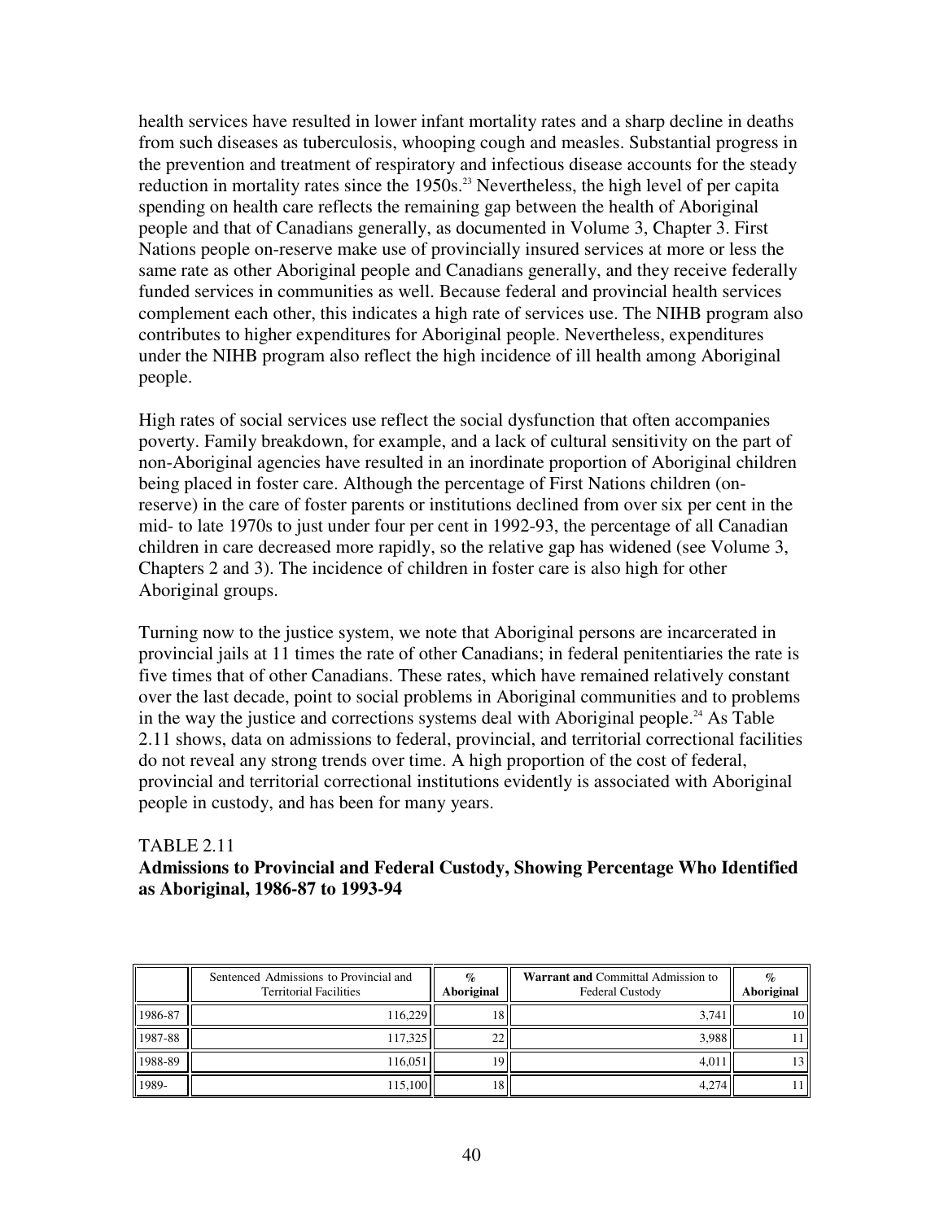health services have resulted in lower infant mortality rates and a sharp decline in deaths from such diseases as tuberculosis, whooping cough and measles. Substantial progress in the prevention and treatment of respiratory and infectious disease accounts for the steady reduction in mortality rates since the 1950s.[23] Nevertheless, the high level of per capita spending on health care reflects the remaining gap between the health of Aboriginal people and that of Canadians generally, as documented in Volume 3, Chapter 3. First Nations people on-reserve make use of provincially insured services at more or less the same rate as other Aboriginal people and Canadians generally, and they receive federally funded services in communities as well. Because federal and provincial health services complement each other, this indicates a high rate of services use. The NIHB program also contributes to higher expenditures for Aboriginal people. Nevertheless, expenditures under the NIHB program also reflect the high incidence of ill health among Aboriginal people.

High rates of social services use reflect the social dysfunction that often accompanies poverty. Family breakdown, for example, and a lack of cultural sensitivity on the part of non-Aboriginal agencies have resulted in an inordinate proportion of Aboriginal children being placed in foster care. Although the percentage of First Nations children (on-reserve) in the care of foster parents or institutions declined from over six per cent in the mid- to late 1970s to just under four per cent in 1992-93, the percentage of all Canadian children in care decreased more rapidly, so the relative gap has widened (see Volume 3, Chapters 2 and 3). The incidence of children in foster care is also high for other Aboriginal groups.

Turning now to the justice system, we note that Aboriginal persons are incarcerated in provincial jails at 11 times the rate of other Canadians; in federal penitentiaries the rate is five times that of other Canadians. These rates, which have remained relatively constant over the last decade, point to social problems in Aboriginal communities and to problems in the way the justice and corrections systems deal with Aboriginal people.[24] As Table 2.11 shows, data on admissions to federal, provincial, and territorial correctional facilities do not reveal any strong trends over time. A high proportion of the cost of federal, provincial and territorial correctional institutions evidently is associated with Aboriginal people in custody, and has been for many years.

TABLE 2.11

**Admissions to Provincial and Federal Custody, Showing Percentage Who Identified as Aboriginal, 1986-87 to 1993-94**

| | Sentenced Admissions to Provincial and Territorial Facilities | % Aboriginal | **Warrant and** Committal Admission to Federal Custody | % Aboriginal |
|---|---|---|---|---|
| 1986-87 | 116,229 | 18 | 3,741 | 10 |
| 1987-88 | 117,325 | 22 | 3,988 | 11 |
| 1988-89 | 116,051 | 19 | 4,011 | 13 |
| 1989- | 115,100 | 18 | 4,274 | 11 |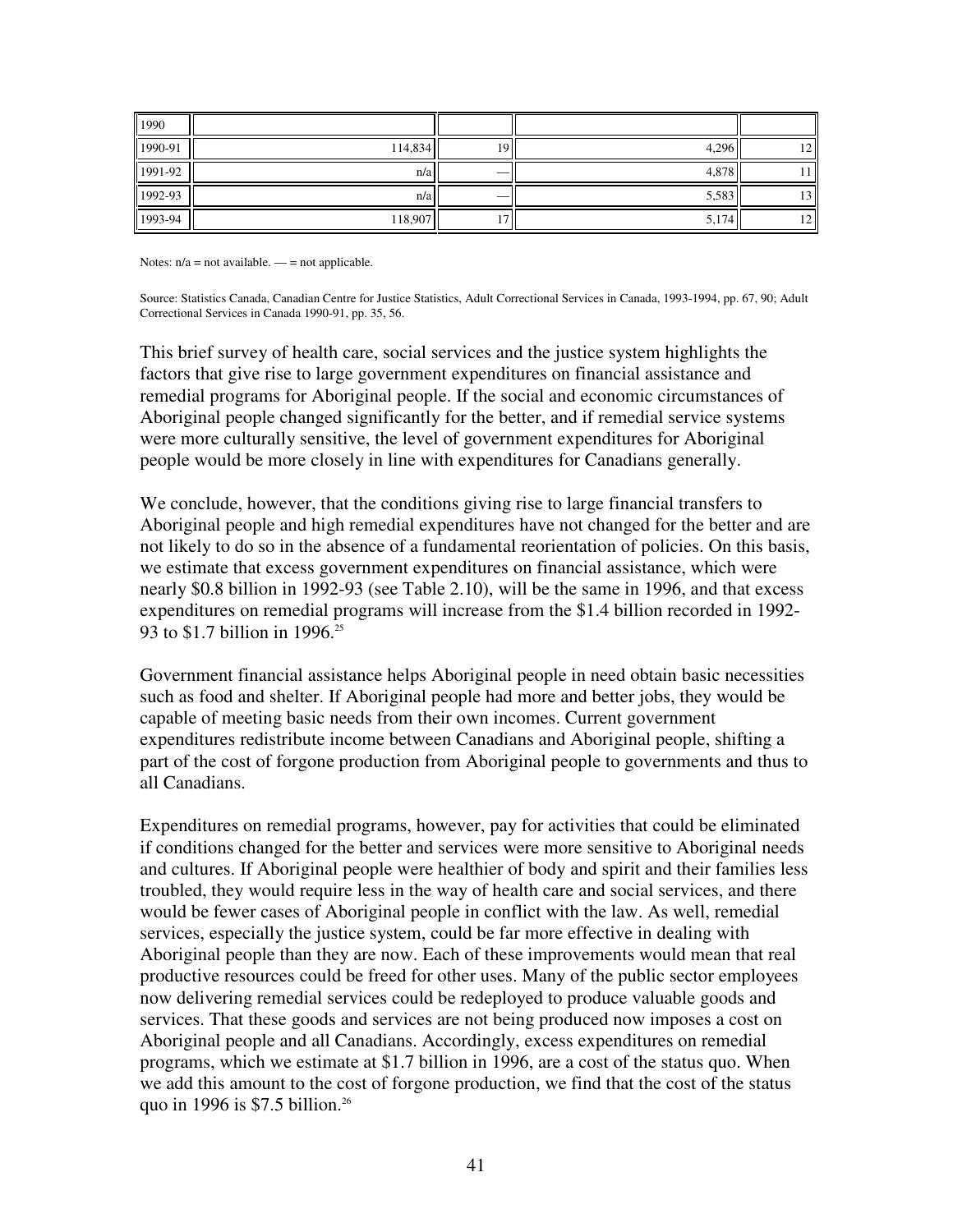| | | | | |
|---|---|---|---|---|
| 1990 | | | | |
| 1990-91 | 114,834 | 19 | 4,296 | 12 |
| 1991-92 | n/a | — | 4,878 | 11 |
| 1992-93 | n/a | — | 5,583 | 13 |
| 1993-94 | 118,907 | 17 | 5,174 | 12 |

Notes: n/a = not available. — = not applicable.

Source: Statistics Canada, Canadian Centre for Justice Statistics, Adult Correctional Services in Canada, 1993-1994, pp. 67, 90; Adult Correctional Services in Canada 1990-91, pp. 35, 56.

This brief survey of health care, social services and the justice system highlights the factors that give rise to large government expenditures on financial assistance and remedial programs for Aboriginal people. If the social and economic circumstances of Aboriginal people changed significantly for the better, and if remedial service systems were more culturally sensitive, the level of government expenditures for Aboriginal people would be more closely in line with expenditures for Canadians generally.

We conclude, however, that the conditions giving rise to large financial transfers to Aboriginal people and high remedial expenditures have not changed for the better and are not likely to do so in the absence of a fundamental reorientation of policies. On this basis, we estimate that excess government expenditures on financial assistance, which were nearly $0.8 billion in 1992-93 (see Table 2.10), will be the same in 1996, and that excess expenditures on remedial programs will increase from the $1.4 billion recorded in 1992-93 to $1.7 billion in 1996.[25]

Government financial assistance helps Aboriginal people in need obtain basic necessities such as food and shelter. If Aboriginal people had more and better jobs, they would be capable of meeting basic needs from their own incomes. Current government expenditures redistribute income between Canadians and Aboriginal people, shifting a part of the cost of forgone production from Aboriginal people to governments and thus to all Canadians.

Expenditures on remedial programs, however, pay for activities that could be eliminated if conditions changed for the better and services were more sensitive to Aboriginal needs and cultures. If Aboriginal people were healthier of body and spirit and their families less troubled, they would require less in the way of health care and social services, and there would be fewer cases of Aboriginal people in conflict with the law. As well, remedial services, especially the justice system, could be far more effective in dealing with Aboriginal people than they are now. Each of these improvements would mean that real productive resources could be freed for other uses. Many of the public sector employees now delivering remedial services could be redeployed to produce valuable goods and services. That these goods and services are not being produced now imposes a cost on Aboriginal people and all Canadians. Accordingly, excess expenditures on remedial programs, which we estimate at $1.7 billion in 1996, are a cost of the status quo. When we add this amount to the cost of forgone production, we find that the cost of the status quo in 1996 is $7.5 billion.[26]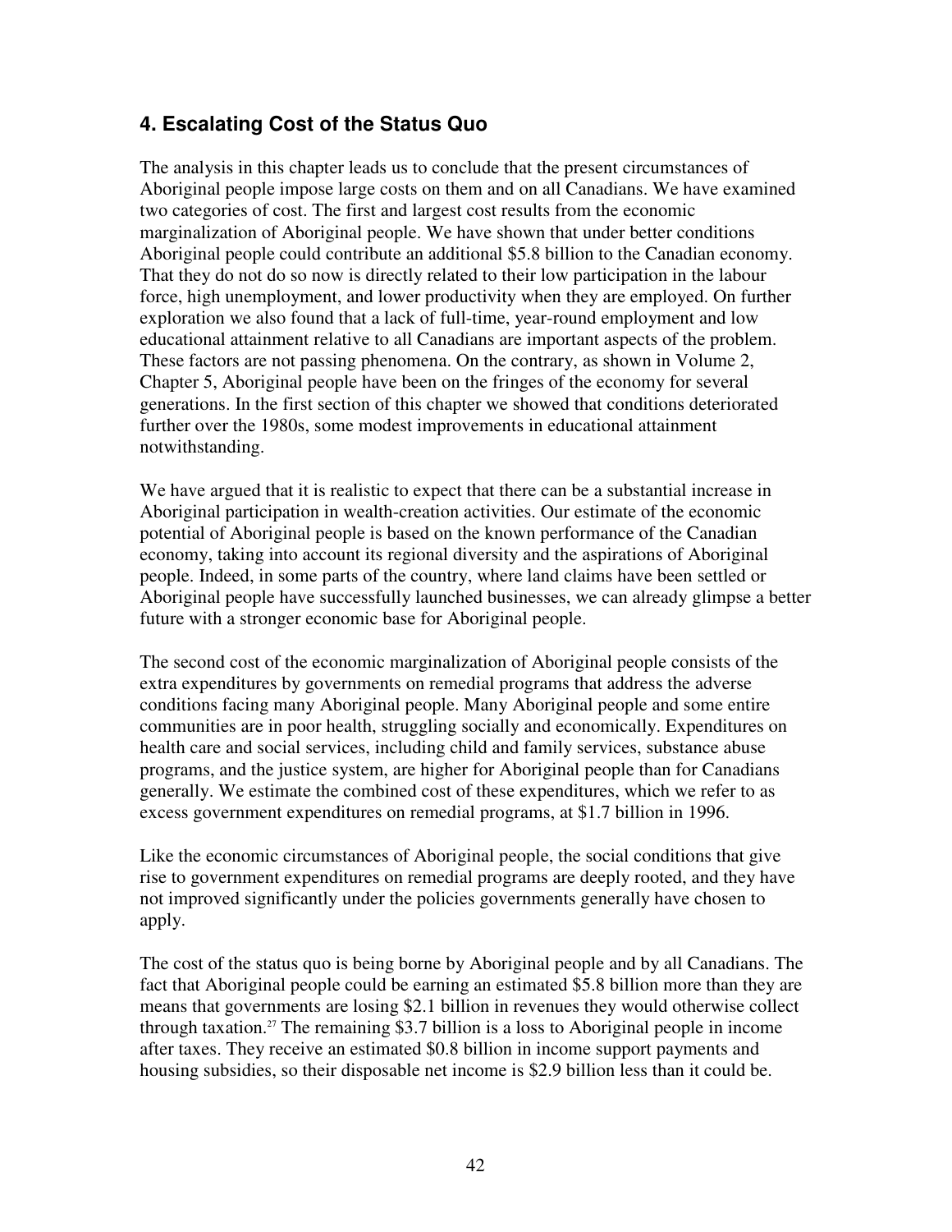## 4. Escalating Cost of the Status Quo

The analysis in this chapter leads us to conclude that the present circumstances of Aboriginal people impose large costs on them and on all Canadians. We have examined two categories of cost. The first and largest cost results from the economic marginalization of Aboriginal people. We have shown that under better conditions Aboriginal people could contribute an additional $5.8 billion to the Canadian economy. That they do not do so now is directly related to their low participation in the labour force, high unemployment, and lower productivity when they are employed. On further exploration we also found that a lack of full-time, year-round employment and low educational attainment relative to all Canadians are important aspects of the problem. These factors are not passing phenomena. On the contrary, as shown in Volume 2, Chapter 5, Aboriginal people have been on the fringes of the economy for several generations. In the first section of this chapter we showed that conditions deteriorated further over the 1980s, some modest improvements in educational attainment notwithstanding.

We have argued that it is realistic to expect that there can be a substantial increase in Aboriginal participation in wealth-creation activities. Our estimate of the economic potential of Aboriginal people is based on the known performance of the Canadian economy, taking into account its regional diversity and the aspirations of Aboriginal people. Indeed, in some parts of the country, where land claims have been settled or Aboriginal people have successfully launched businesses, we can already glimpse a better future with a stronger economic base for Aboriginal people.

The second cost of the economic marginalization of Aboriginal people consists of the extra expenditures by governments on remedial programs that address the adverse conditions facing many Aboriginal people. Many Aboriginal people and some entire communities are in poor health, struggling socially and economically. Expenditures on health care and social services, including child and family services, substance abuse programs, and the justice system, are higher for Aboriginal people than for Canadians generally. We estimate the combined cost of these expenditures, which we refer to as excess government expenditures on remedial programs, at $1.7 billion in 1996.

Like the economic circumstances of Aboriginal people, the social conditions that give rise to government expenditures on remedial programs are deeply rooted, and they have not improved significantly under the policies governments generally have chosen to apply.

The cost of the status quo is being borne by Aboriginal people and by all Canadians. The fact that Aboriginal people could be earning an estimated $5.8 billion more than they are means that governments are losing $2.1 billion in revenues they would otherwise collect through taxation.[27] The remaining $3.7 billion is a loss to Aboriginal people in income after taxes. They receive an estimated $0.8 billion in income support payments and housing subsidies, so their disposable net income is $2.9 billion less than it could be.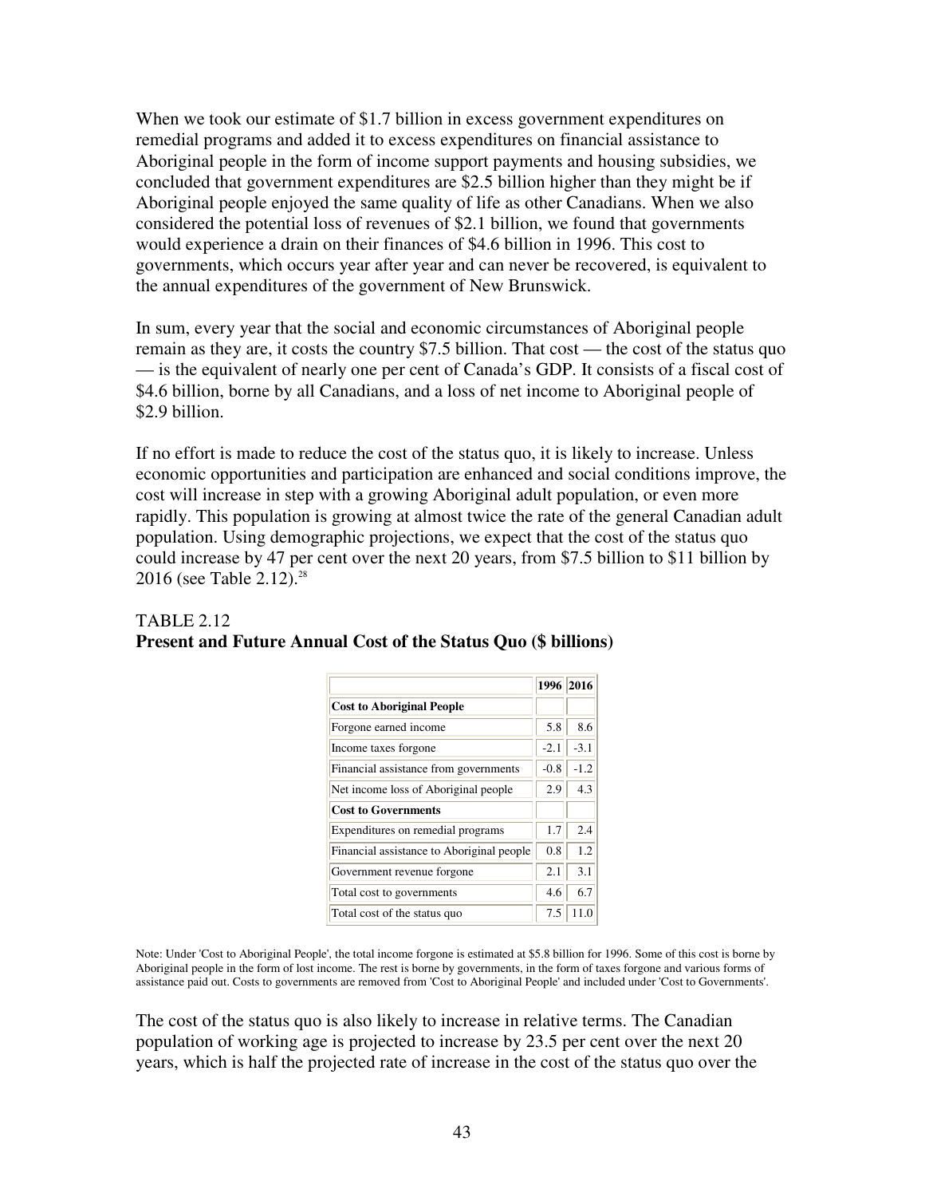When we took our estimate of $1.7 billion in excess government expenditures on remedial programs and added it to excess expenditures on financial assistance to Aboriginal people in the form of income support payments and housing subsidies, we concluded that government expenditures are $2.5 billion higher than they might be if Aboriginal people enjoyed the same quality of life as other Canadians. When we also considered the potential loss of revenues of $2.1 billion, we found that governments would experience a drain on their finances of $4.6 billion in 1996. This cost to governments, which occurs year after year and can never be recovered, is equivalent to the annual expenditures of the government of New Brunswick.

In sum, every year that the social and economic circumstances of Aboriginal people remain as they are, it costs the country $7.5 billion. That cost — the cost of the status quo — is the equivalent of nearly one per cent of Canada's GDP. It consists of a fiscal cost of $4.6 billion, borne by all Canadians, and a loss of net income to Aboriginal people of $2.9 billion.

If no effort is made to reduce the cost of the status quo, it is likely to increase. Unless economic opportunities and participation are enhanced and social conditions improve, the cost will increase in step with a growing Aboriginal adult population, or even more rapidly. This population is growing at almost twice the rate of the general Canadian adult population. Using demographic projections, we expect that the cost of the status quo could increase by 47 per cent over the next 20 years, from $7.5 billion to $11 billion by 2016 (see Table 2.12).[28]

TABLE 2.12
**Present and Future Annual Cost of the Status Quo ($ billions)**

| | 1996 | 2016 |
|---|---|---|
| **Cost to Aboriginal People** | | |
| Forgone earned income | 5.8 | 8.6 |
| Income taxes forgone | -2.1 | -3.1 |
| Financial assistance from governments | -0.8 | -1.2 |
| Net income loss of Aboriginal people | 2.9 | 4.3 |
| **Cost to Governments** | | |
| Expenditures on remedial programs | 1.7 | 2.4 |
| Financial assistance to Aboriginal people | 0.8 | 1.2 |
| Government revenue forgone | 2.1 | 3.1 |
| Total cost to governments | 4.6 | 6.7 |
| Total cost of the status quo | 7.5 | 11.0 |

Note: Under 'Cost to Aboriginal People', the total income forgone is estimated at $5.8 billion for 1996. Some of this cost is borne by Aboriginal people in the form of lost income. The rest is borne by governments, in the form of taxes forgone and various forms of assistance paid out. Costs to governments are removed from 'Cost to Aboriginal People' and included under 'Cost to Governments'.

The cost of the status quo is also likely to increase in relative terms. The Canadian population of working age is projected to increase by 23.5 per cent over the next 20 years, which is half the projected rate of increase in the cost of the status quo over the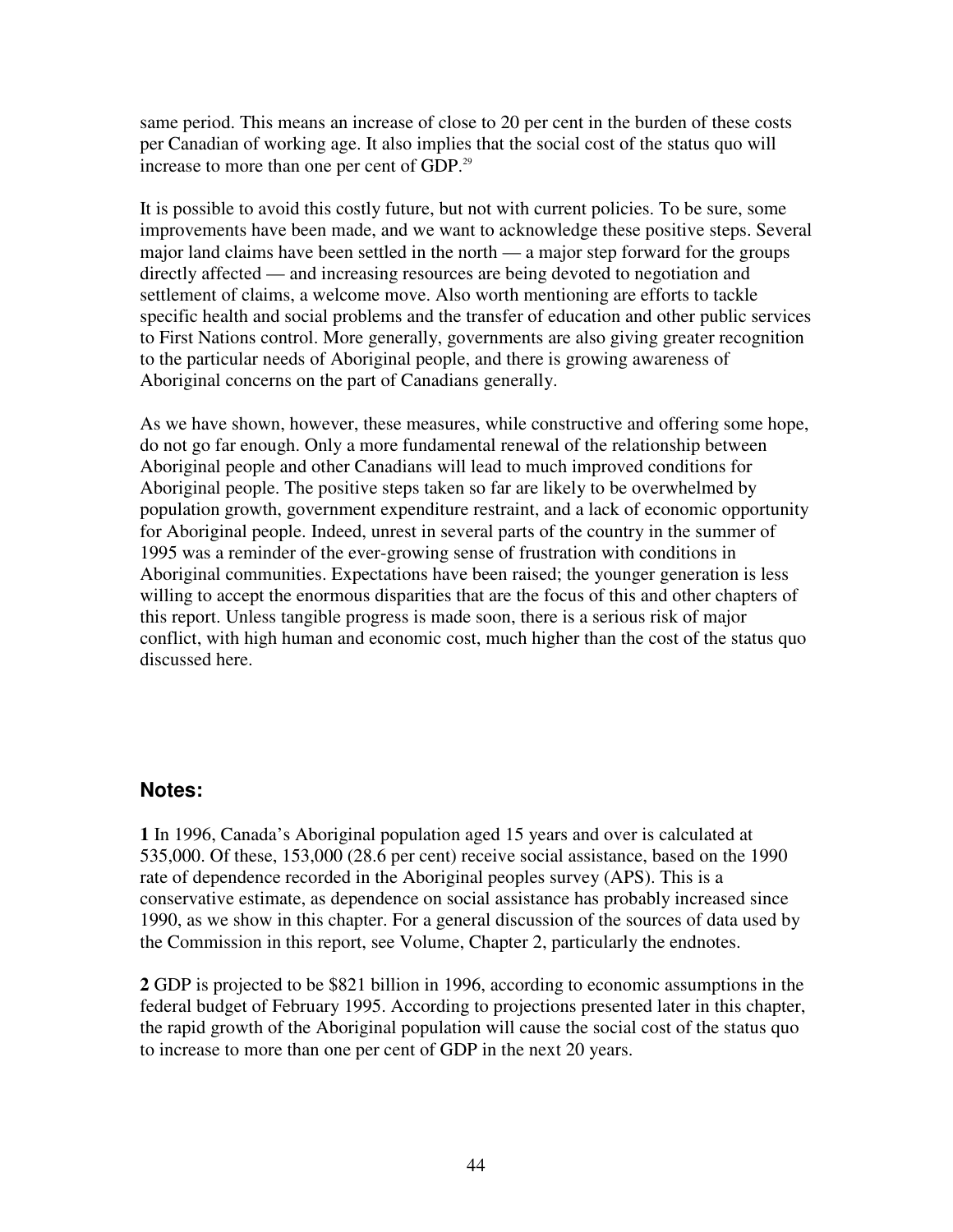same period. This means an increase of close to 20 per cent in the burden of these costs per Canadian of working age. It also implies that the social cost of the status quo will increase to more than one per cent of GDP.[29]

It is possible to avoid this costly future, but not with current policies. To be sure, some improvements have been made, and we want to acknowledge these positive steps. Several major land claims have been settled in the north — a major step forward for the groups directly affected — and increasing resources are being devoted to negotiation and settlement of claims, a welcome move. Also worth mentioning are efforts to tackle specific health and social problems and the transfer of education and other public services to First Nations control. More generally, governments are also giving greater recognition to the particular needs of Aboriginal people, and there is growing awareness of Aboriginal concerns on the part of Canadians generally.

As we have shown, however, these measures, while constructive and offering some hope, do not go far enough. Only a more fundamental renewal of the relationship between Aboriginal people and other Canadians will lead to much improved conditions for Aboriginal people. The positive steps taken so far are likely to be overwhelmed by population growth, government expenditure restraint, and a lack of economic opportunity for Aboriginal people. Indeed, unrest in several parts of the country in the summer of 1995 was a reminder of the ever-growing sense of frustration with conditions in Aboriginal communities. Expectations have been raised; the younger generation is less willing to accept the enormous disparities that are the focus of this and other chapters of this report. Unless tangible progress is made soon, there is a serious risk of major conflict, with high human and economic cost, much higher than the cost of the status quo discussed here.

## Notes:

**1** In 1996, Canada's Aboriginal population aged 15 years and over is calculated at 535,000. Of these, 153,000 (28.6 per cent) receive social assistance, based on the 1990 rate of dependence recorded in the Aboriginal peoples survey (APS). This is a conservative estimate, as dependence on social assistance has probably increased since 1990, as we show in this chapter. For a general discussion of the sources of data used by the Commission in this report, see Volume, Chapter 2, particularly the endnotes.

**2** GDP is projected to be $821 billion in 1996, according to economic assumptions in the federal budget of February 1995. According to projections presented later in this chapter, the rapid growth of the Aboriginal population will cause the social cost of the status quo to increase to more than one per cent of GDP in the next 20 years.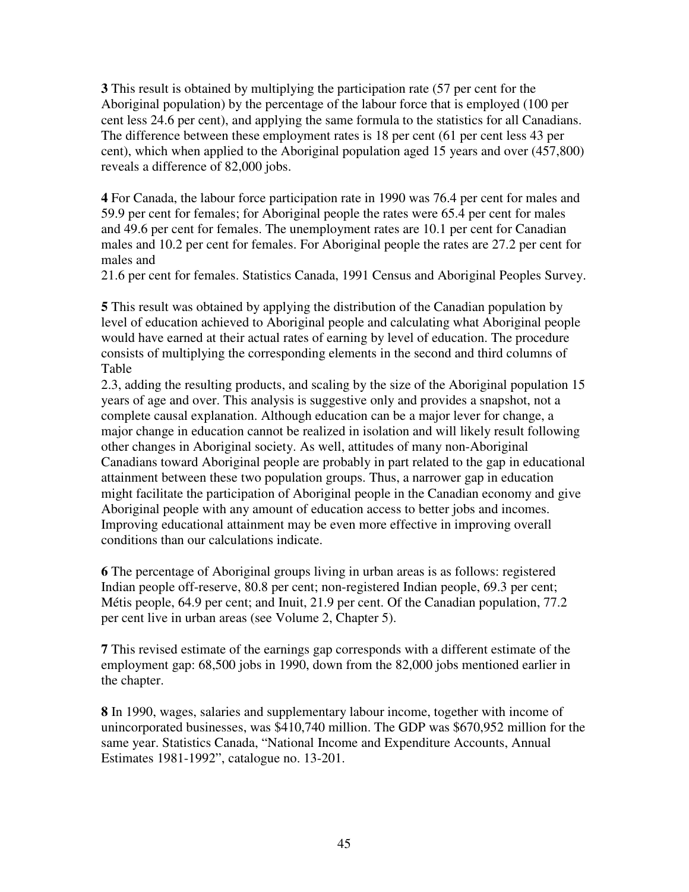**3** This result is obtained by multiplying the participation rate (57 per cent for the Aboriginal population) by the percentage of the labour force that is employed (100 per cent less 24.6 per cent), and applying the same formula to the statistics for all Canadians. The difference between these employment rates is 18 per cent (61 per cent less 43 per cent), which when applied to the Aboriginal population aged 15 years and over (457,800) reveals a difference of 82,000 jobs.

**4** For Canada, the labour force participation rate in 1990 was 76.4 per cent for males and 59.9 per cent for females; for Aboriginal people the rates were 65.4 per cent for males and 49.6 per cent for females. The unemployment rates are 10.1 per cent for Canadian males and 10.2 per cent for females. For Aboriginal people the rates are 27.2 per cent for males and
21.6 per cent for females. Statistics Canada, 1991 Census and Aboriginal Peoples Survey.

**5** This result was obtained by applying the distribution of the Canadian population by level of education achieved to Aboriginal people and calculating what Aboriginal people would have earned at their actual rates of earning by level of education. The procedure consists of multiplying the corresponding elements in the second and third columns of Table
2.3, adding the resulting products, and scaling by the size of the Aboriginal population 15 years of age and over. This analysis is suggestive only and provides a snapshot, not a complete causal explanation. Although education can be a major lever for change, a major change in education cannot be realized in isolation and will likely result following other changes in Aboriginal society. As well, attitudes of many non-Aboriginal Canadians toward Aboriginal people are probably in part related to the gap in educational attainment between these two population groups. Thus, a narrower gap in education might facilitate the participation of Aboriginal people in the Canadian economy and give Aboriginal people with any amount of education access to better jobs and incomes. Improving educational attainment may be even more effective in improving overall conditions than our calculations indicate.

**6** The percentage of Aboriginal groups living in urban areas is as follows: registered Indian people off-reserve, 80.8 per cent; non-registered Indian people, 69.3 per cent; Métis people, 64.9 per cent; and Inuit, 21.9 per cent. Of the Canadian population, 77.2 per cent live in urban areas (see Volume 2, Chapter 5).

**7** This revised estimate of the earnings gap corresponds with a different estimate of the employment gap: 68,500 jobs in 1990, down from the 82,000 jobs mentioned earlier in the chapter.

**8** In 1990, wages, salaries and supplementary labour income, together with income of unincorporated businesses, was $410,740 million. The GDP was $670,952 million for the same year. Statistics Canada, "National Income and Expenditure Accounts, Annual Estimates 1981-1992", catalogue no. 13-201.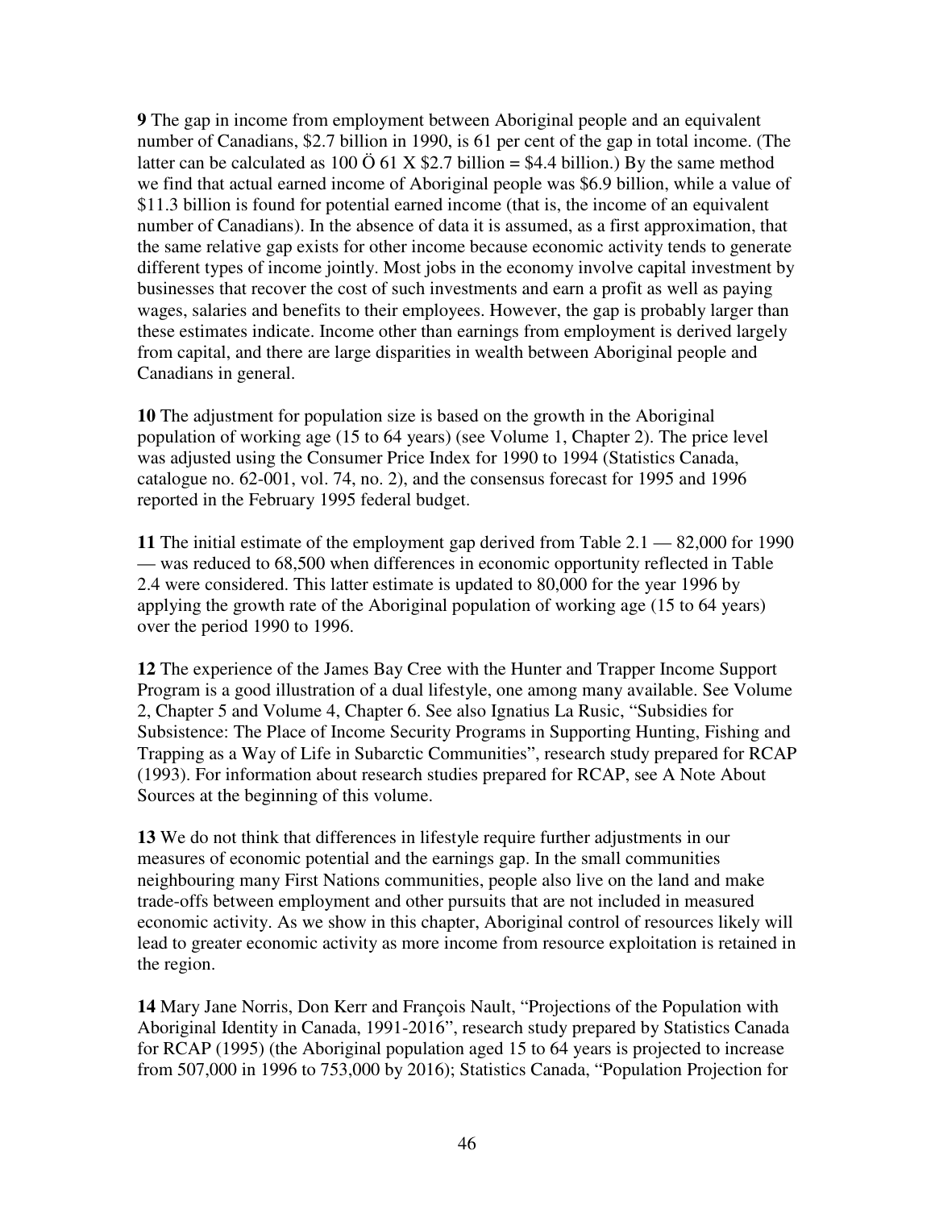**9** The gap in income from employment between Aboriginal people and an equivalent number of Canadians, \$2.7 billion in 1990, is 61 per cent of the gap in total income. (The latter can be calculated as 100 Ö 61 X \$2.7 billion = \$4.4 billion.) By the same method we find that actual earned income of Aboriginal people was \$6.9 billion, while a value of \$11.3 billion is found for potential earned income (that is, the income of an equivalent number of Canadians). In the absence of data it is assumed, as a first approximation, that the same relative gap exists for other income because economic activity tends to generate different types of income jointly. Most jobs in the economy involve capital investment by businesses that recover the cost of such investments and earn a profit as well as paying wages, salaries and benefits to their employees. However, the gap is probably larger than these estimates indicate. Income other than earnings from employment is derived largely from capital, and there are large disparities in wealth between Aboriginal people and Canadians in general.

**10** The adjustment for population size is based on the growth in the Aboriginal population of working age (15 to 64 years) (see Volume 1, Chapter 2). The price level was adjusted using the Consumer Price Index for 1990 to 1994 (Statistics Canada, catalogue no. 62-001, vol. 74, no. 2), and the consensus forecast for 1995 and 1996 reported in the February 1995 federal budget.

**11** The initial estimate of the employment gap derived from Table 2.1 — 82,000 for 1990 — was reduced to 68,500 when differences in economic opportunity reflected in Table 2.4 were considered. This latter estimate is updated to 80,000 for the year 1996 by applying the growth rate of the Aboriginal population of working age (15 to 64 years) over the period 1990 to 1996.

**12** The experience of the James Bay Cree with the Hunter and Trapper Income Support Program is a good illustration of a dual lifestyle, one among many available. See Volume 2, Chapter 5 and Volume 4, Chapter 6. See also Ignatius La Rusic, "Subsidies for Subsistence: The Place of Income Security Programs in Supporting Hunting, Fishing and Trapping as a Way of Life in Subarctic Communities", research study prepared for RCAP (1993). For information about research studies prepared for RCAP, see A Note About Sources at the beginning of this volume.

**13** We do not think that differences in lifestyle require further adjustments in our measures of economic potential and the earnings gap. In the small communities neighbouring many First Nations communities, people also live on the land and make trade-offs between employment and other pursuits that are not included in measured economic activity. As we show in this chapter, Aboriginal control of resources likely will lead to greater economic activity as more income from resource exploitation is retained in the region.

**14** Mary Jane Norris, Don Kerr and François Nault, "Projections of the Population with Aboriginal Identity in Canada, 1991-2016", research study prepared by Statistics Canada for RCAP (1995) (the Aboriginal population aged 15 to 64 years is projected to increase from 507,000 in 1996 to 753,000 by 2016); Statistics Canada, "Population Projection for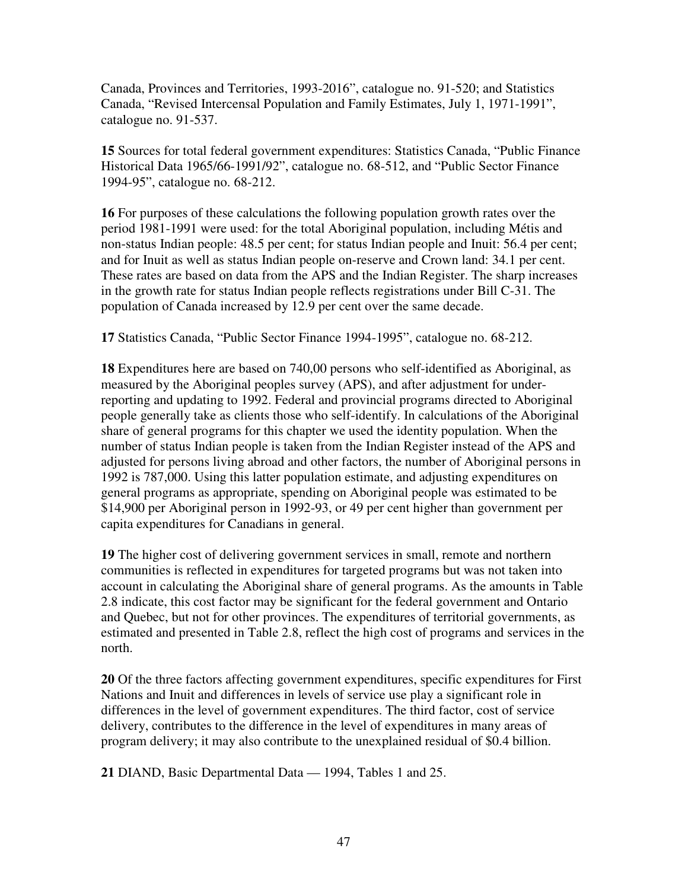Canada, Provinces and Territories, 1993-2016", catalogue no. 91-520; and Statistics Canada, "Revised Intercensal Population and Family Estimates, July 1, 1971-1991", catalogue no. 91-537.

**15** Sources for total federal government expenditures: Statistics Canada, "Public Finance Historical Data 1965/66-1991/92", catalogue no. 68-512, and "Public Sector Finance 1994-95", catalogue no. 68-212.

**16** For purposes of these calculations the following population growth rates over the period 1981-1991 were used: for the total Aboriginal population, including Métis and non-status Indian people: 48.5 per cent; for status Indian people and Inuit: 56.4 per cent; and for Inuit as well as status Indian people on-reserve and Crown land: 34.1 per cent. These rates are based on data from the APS and the Indian Register. The sharp increases in the growth rate for status Indian people reflects registrations under Bill C-31. The population of Canada increased by 12.9 per cent over the same decade.

**17** Statistics Canada, "Public Sector Finance 1994-1995", catalogue no. 68-212.

**18** Expenditures here are based on 740,00 persons who self-identified as Aboriginal, as measured by the Aboriginal peoples survey (APS), and after adjustment for under-reporting and updating to 1992. Federal and provincial programs directed to Aboriginal people generally take as clients those who self-identify. In calculations of the Aboriginal share of general programs for this chapter we used the identity population. When the number of status Indian people is taken from the Indian Register instead of the APS and adjusted for persons living abroad and other factors, the number of Aboriginal persons in 1992 is 787,000. Using this latter population estimate, and adjusting expenditures on general programs as appropriate, spending on Aboriginal people was estimated to be $14,900 per Aboriginal person in 1992-93, or 49 per cent higher than government per capita expenditures for Canadians in general.

**19** The higher cost of delivering government services in small, remote and northern communities is reflected in expenditures for targeted programs but was not taken into account in calculating the Aboriginal share of general programs. As the amounts in Table 2.8 indicate, this cost factor may be significant for the federal government and Ontario and Quebec, but not for other provinces. The expenditures of territorial governments, as estimated and presented in Table 2.8, reflect the high cost of programs and services in the north.

**20** Of the three factors affecting government expenditures, specific expenditures for First Nations and Inuit and differences in levels of service use play a significant role in differences in the level of government expenditures. The third factor, cost of service delivery, contributes to the difference in the level of expenditures in many areas of program delivery; it may also contribute to the unexplained residual of $0.4 billion.

**21** DIAND, Basic Departmental Data — 1994, Tables 1 and 25.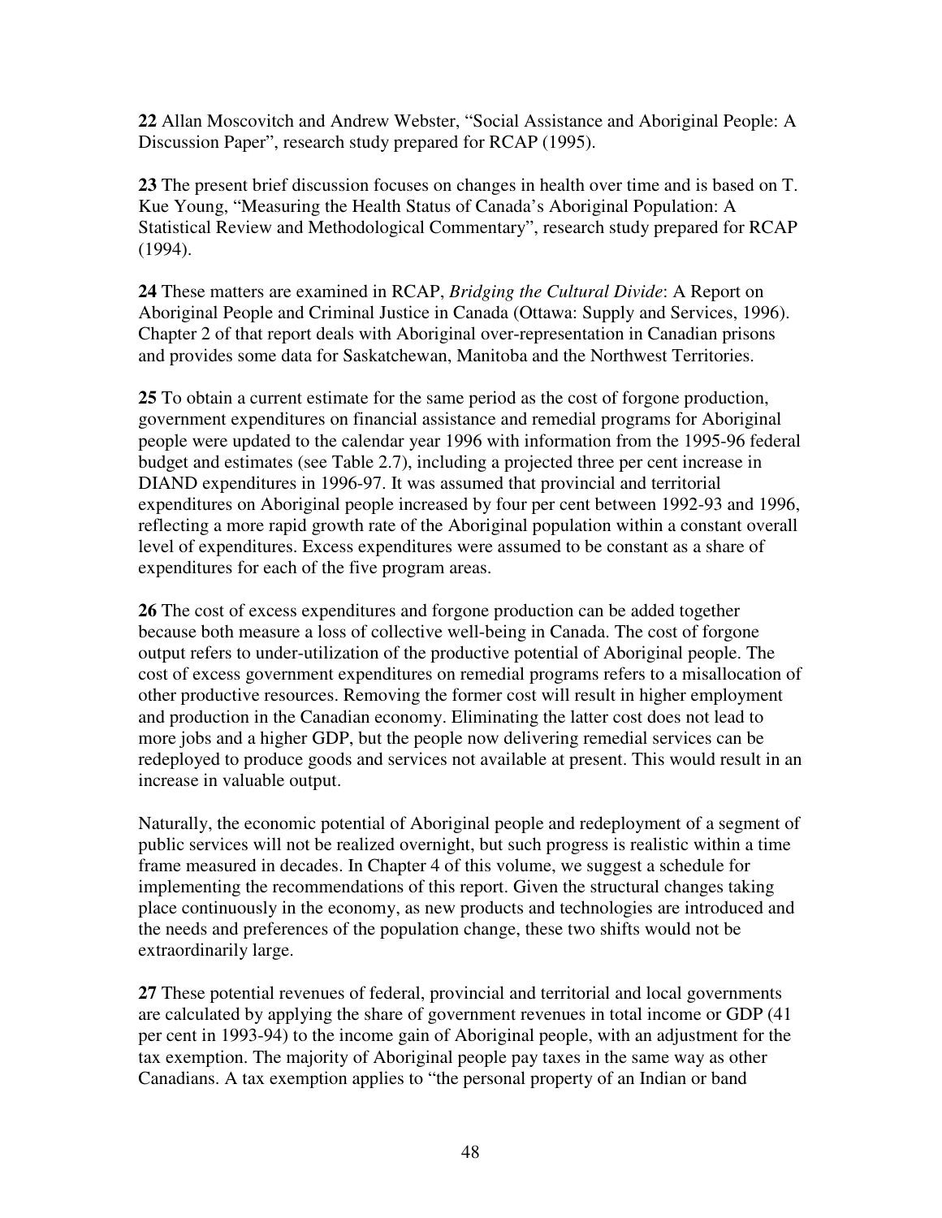**22** Allan Moscovitch and Andrew Webster, "Social Assistance and Aboriginal People: A Discussion Paper", research study prepared for RCAP (1995).

**23** The present brief discussion focuses on changes in health over time and is based on T. Kue Young, "Measuring the Health Status of Canada's Aboriginal Population: A Statistical Review and Methodological Commentary", research study prepared for RCAP (1994).

**24** These matters are examined in RCAP, *Bridging the Cultural Divide*: A Report on Aboriginal People and Criminal Justice in Canada (Ottawa: Supply and Services, 1996). Chapter 2 of that report deals with Aboriginal over-representation in Canadian prisons and provides some data for Saskatchewan, Manitoba and the Northwest Territories.

**25** To obtain a current estimate for the same period as the cost of forgone production, government expenditures on financial assistance and remedial programs for Aboriginal people were updated to the calendar year 1996 with information from the 1995-96 federal budget and estimates (see Table 2.7), including a projected three per cent increase in DIAND expenditures in 1996-97. It was assumed that provincial and territorial expenditures on Aboriginal people increased by four per cent between 1992-93 and 1996, reflecting a more rapid growth rate of the Aboriginal population within a constant overall level of expenditures. Excess expenditures were assumed to be constant as a share of expenditures for each of the five program areas.

**26** The cost of excess expenditures and forgone production can be added together because both measure a loss of collective well-being in Canada. The cost of forgone output refers to under-utilization of the productive potential of Aboriginal people. The cost of excess government expenditures on remedial programs refers to a misallocation of other productive resources. Removing the former cost will result in higher employment and production in the Canadian economy. Eliminating the latter cost does not lead to more jobs and a higher GDP, but the people now delivering remedial services can be redeployed to produce goods and services not available at present. This would result in an increase in valuable output.

Naturally, the economic potential of Aboriginal people and redeployment of a segment of public services will not be realized overnight, but such progress is realistic within a time frame measured in decades. In Chapter 4 of this volume, we suggest a schedule for implementing the recommendations of this report. Given the structural changes taking place continuously in the economy, as new products and technologies are introduced and the needs and preferences of the population change, these two shifts would not be extraordinarily large.

**27** These potential revenues of federal, provincial and territorial and local governments are calculated by applying the share of government revenues in total income or GDP (41 per cent in 1993-94) to the income gain of Aboriginal people, with an adjustment for the tax exemption. The majority of Aboriginal people pay taxes in the same way as other Canadians. A tax exemption applies to "the personal property of an Indian or band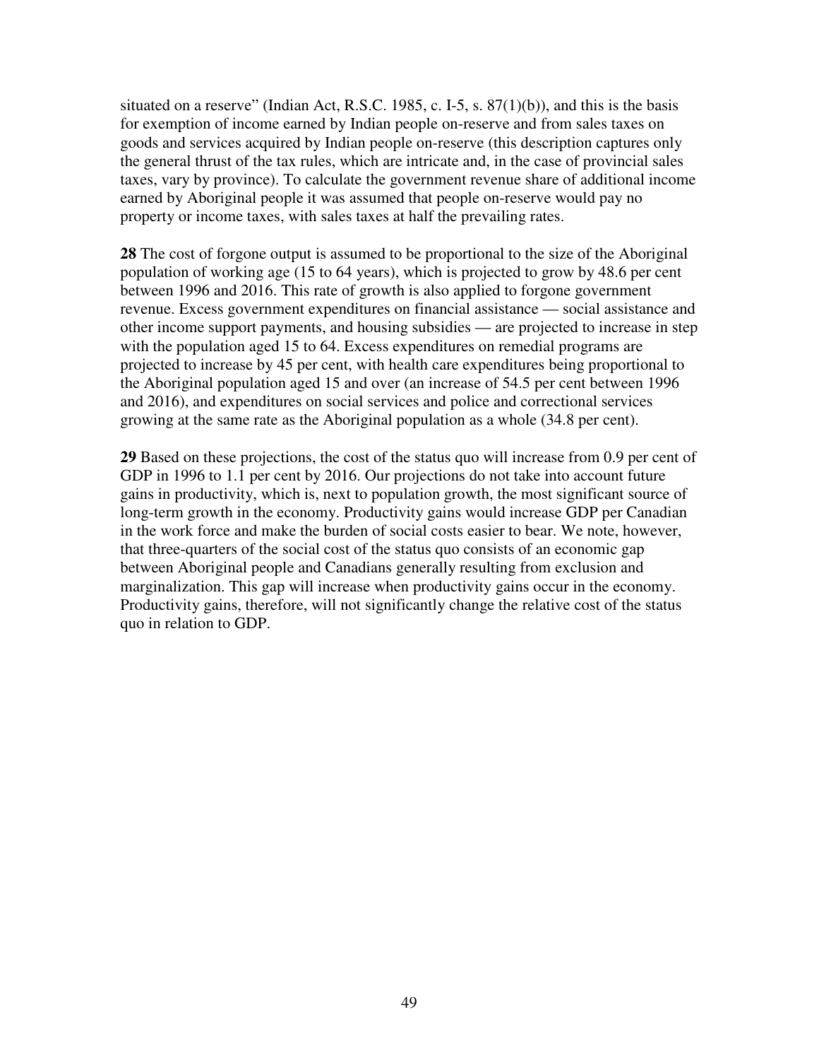situated on a reserve" (Indian Act, R.S.C. 1985, c. I-5, s. 87(1)(b)), and this is the basis for exemption of income earned by Indian people on-reserve and from sales taxes on goods and services acquired by Indian people on-reserve (this description captures only the general thrust of the tax rules, which are intricate and, in the case of provincial sales taxes, vary by province). To calculate the government revenue share of additional income earned by Aboriginal people it was assumed that people on-reserve would pay no property or income taxes, with sales taxes at half the prevailing rates.

**28** The cost of forgone output is assumed to be proportional to the size of the Aboriginal population of working age (15 to 64 years), which is projected to grow by 48.6 per cent between 1996 and 2016. This rate of growth is also applied to forgone government revenue. Excess government expenditures on financial assistance — social assistance and other income support payments, and housing subsidies — are projected to increase in step with the population aged 15 to 64. Excess expenditures on remedial programs are projected to increase by 45 per cent, with health care expenditures being proportional to the Aboriginal population aged 15 and over (an increase of 54.5 per cent between 1996 and 2016), and expenditures on social services and police and correctional services growing at the same rate as the Aboriginal population as a whole (34.8 per cent).

**29** Based on these projections, the cost of the status quo will increase from 0.9 per cent of GDP in 1996 to 1.1 per cent by 2016. Our projections do not take into account future gains in productivity, which is, next to population growth, the most significant source of long-term growth in the economy. Productivity gains would increase GDP per Canadian in the work force and make the burden of social costs easier to bear. We note, however, that three-quarters of the social cost of the status quo consists of an economic gap between Aboriginal people and Canadians generally resulting from exclusion and marginalization. This gap will increase when productivity gains occur in the economy. Productivity gains, therefore, will not significantly change the relative cost of the status quo in relation to GDP.